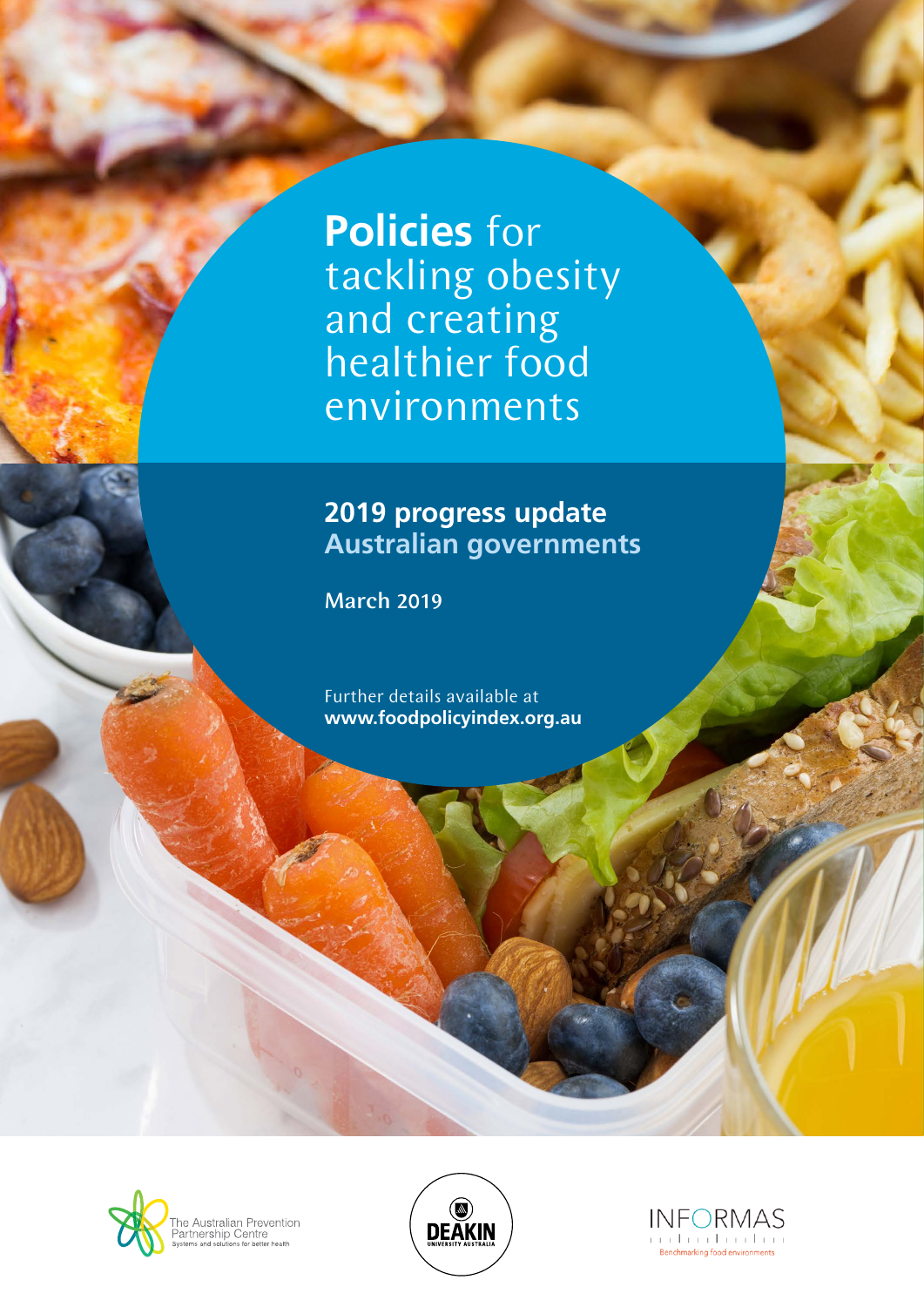# **Policies** for tackling obesity and creating healthier food environments

## 2019 progress update
## Australian governments

**March 2019**

Further details available at
**www.foodpolicyindex.org.au**

The Australian Prevention Partnership Centre
Systems and solutions for better health

DEAKIN UNIVERSITY AUSTRALIA

INFORMAS
Benchmarking food environments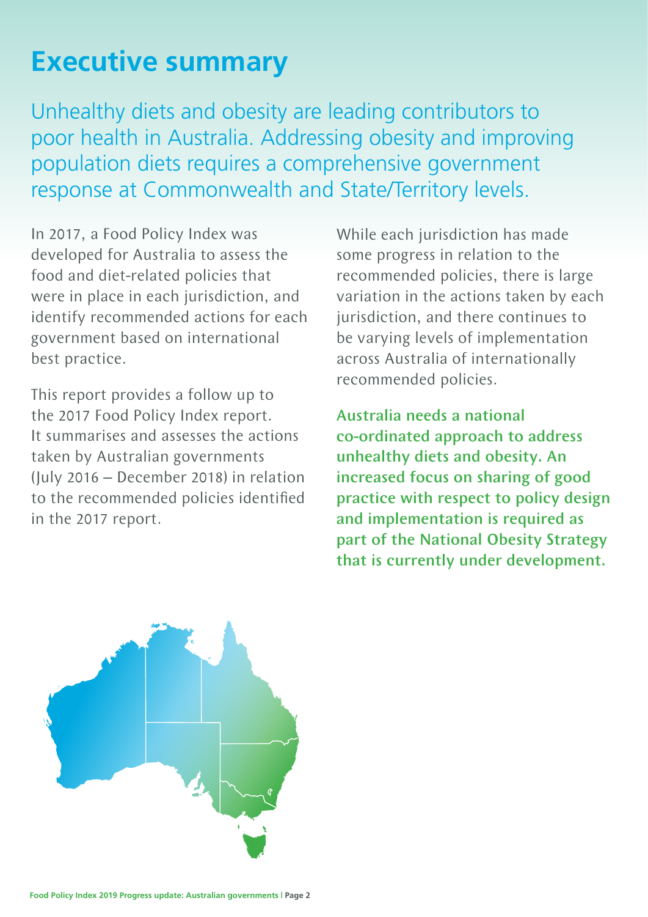# Executive summary

Unhealthy diets and obesity are leading contributors to poor health in Australia. Addressing obesity and improving population diets requires a comprehensive government response at Commonwealth and State/Territory levels.

In 2017, a Food Policy Index was developed for Australia to assess the food and diet-related policies that were in place in each jurisdiction, and identify recommended actions for each government based on international best practice.

This report provides a follow up to the 2017 Food Policy Index report. It summarises and assesses the actions taken by Australian governments (July 2016 – December 2018) in relation to the recommended policies identified in the 2017 report.

While each jurisdiction has made some progress in relation to the recommended policies, there is large variation in the actions taken by each jurisdiction, and there continues to be varying levels of implementation across Australia of internationally recommended policies.

**Australia needs a national co-ordinated approach to address unhealthy diets and obesity. An increased focus on sharing of good practice with respect to policy design and implementation is required as part of the National Obesity Strategy that is currently under development.**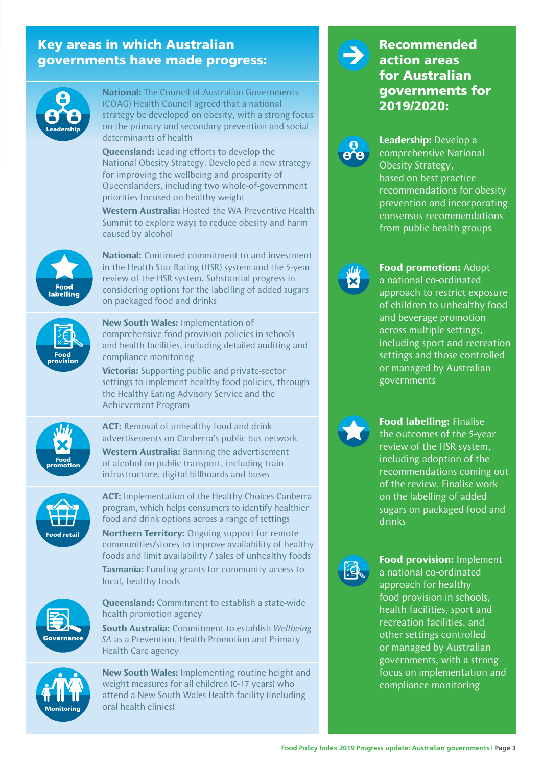## Key areas in which Australian governments have made progress:

### Leadership

**National:** The Council of Australian Governments (COAG) Health Council agreed that a national strategy be developed on obesity, with a strong focus on the primary and secondary prevention and social determinants of health

**Queensland:** Leading efforts to develop the National Obesity Strategy. Developed a new strategy for improving the wellbeing and prosperity of Queenslanders, including two whole-of-government priorities focused on healthy weight

**Western Australia:** Hosted the WA Preventive Health Summit to explore ways to reduce obesity and harm caused by alcohol

### Food labelling

**National:** Continued commitment to and investment in the Health Star Rating (HSR) system and the 5-year review of the HSR system. Substantial progress in considering options for the labelling of added sugars on packaged food and drinks

### Food provision

**New South Wales:** Implementation of comprehensive food provision policies in schools and health facilities, including detailed auditing and compliance monitoring

**Victoria:** Supporting public and private-sector settings to implement healthy food policies, through the Healthy Eating Advisory Service and the Achievement Program

### Food promotion

**ACT:** Removal of unhealthy food and drink advertisements on Canberra's public bus network

**Western Australia:** Banning the advertisement of alcohol on public transport, including train infrastructure, digital billboards and buses

### Food retail

**ACT:** Implementation of the Healthy Choices Canberra program, which helps consumers to identify healthier food and drink options across a range of settings

**Northern Territory:** Ongoing support for remote communities/stores to improve availability of healthy foods and limit availability / sales of unhealthy foods

**Tasmania:** Funding grants for community access to local, healthy foods

### Governance

**Queensland:** Commitment to establish a state-wide health promotion agency

**South Australia:** Commitment to establish *Wellbeing SA* as a Prevention, Health Promotion and Primary Health Care agency

### Monitoring

**New South Wales:** Implementing routine height and weight measures for all children (0-17 years) who attend a New South Wales Health facility (including oral health clinics)

## Recommended action areas for Australian governments for 2019/2020:

**Leadership:** Develop a comprehensive National Obesity Strategy, based on best practice recommendations for obesity prevention and incorporating consensus recommendations from public health groups

**Food promotion:** Adopt a national co-ordinated approach to restrict exposure of children to unhealthy food and beverage promotion across multiple settings, including sport and recreation settings and those controlled or managed by Australian governments

**Food labelling:** Finalise the outcomes of the 5-year review of the HSR system, including adoption of the recommendations coming out of the review. Finalise work on the labelling of added sugars on packaged food and drinks

**Food provision:** Implement a national co-ordinated approach for healthy food provision in schools, health facilities, sport and recreation facilities, and other settings controlled or managed by Australian governments, with a strong focus on implementation and compliance monitoring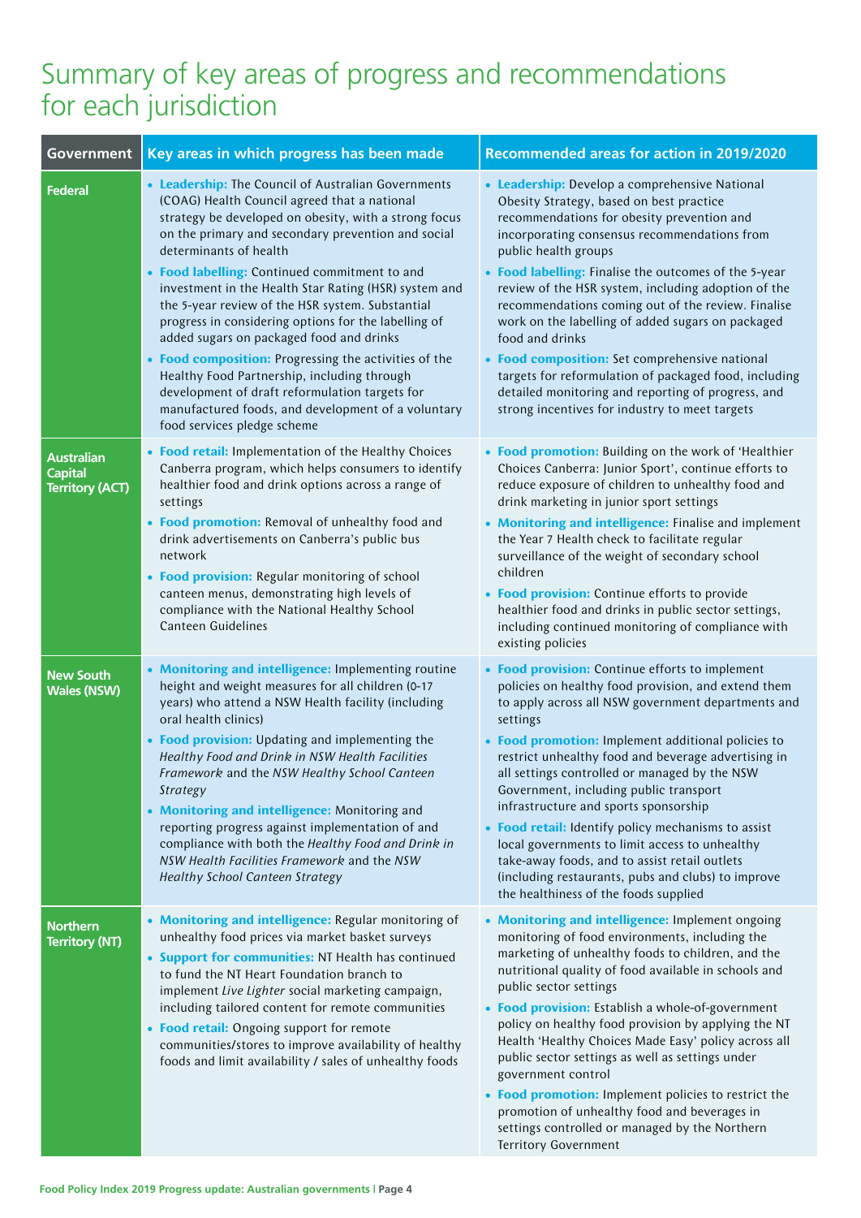# Summary of key areas of progress and recommendations for each jurisdiction

| Government | Key areas in which progress has been made | Recommended areas for action in 2019/2020 |
|---|---|---|
| **Federal** | • **Leadership:** The Council of Australian Governments (COAG) Health Council agreed that a national strategy be developed on obesity, with a strong focus on the primary and secondary prevention and social determinants of health<br>• **Food labelling:** Continued commitment to and investment in the Health Star Rating (HSR) system and the 5-year review of the HSR system. Substantial progress in considering options for the labelling of added sugars on packaged food and drinks<br>• **Food composition:** Progressing the activities of the Healthy Food Partnership, including through development of draft reformulation targets for manufactured foods, and development of a voluntary food services pledge scheme | • **Leadership:** Develop a comprehensive National Obesity Strategy, based on best practice recommendations for obesity prevention and incorporating consensus recommendations from public health groups<br>• **Food labelling:** Finalise the outcomes of the 5-year review of the HSR system, including adoption of the recommendations coming out of the review. Finalise work on the labelling of added sugars on packaged food and drinks<br>• **Food composition:** Set comprehensive national targets for reformulation of packaged food, including detailed monitoring and reporting of progress, and strong incentives for industry to meet targets |
| **Australian Capital Territory (ACT)** | • **Food retail:** Implementation of the Healthy Choices Canberra program, which helps consumers to identify healthier food and drink options across a range of settings<br>• **Food promotion:** Removal of unhealthy food and drink advertisements on Canberra's public bus network<br>• **Food provision:** Regular monitoring of school canteen menus, demonstrating high levels of compliance with the National Healthy School Canteen Guidelines | • **Food promotion:** Building on the work of 'Healthier Choices Canberra: Junior Sport', continue efforts to reduce exposure of children to unhealthy food and drink marketing in junior sport settings<br>• **Monitoring and intelligence:** Finalise and implement the Year 7 Health check to facilitate regular surveillance of the weight of secondary school children<br>• **Food provision:** Continue efforts to provide healthier food and drinks in public sector settings, including continued monitoring of compliance with existing policies |
| **New South Wales (NSW)** | • **Monitoring and intelligence:** Implementing routine height and weight measures for all children (0-17 years) who attend a NSW Health facility (including oral health clinics)<br>• **Food provision:** Updating and implementing the *Healthy Food and Drink in NSW Health Facilities Framework* and the *NSW Healthy School Canteen Strategy*<br>• **Monitoring and intelligence:** Monitoring and reporting progress against implementation of and compliance with both the *Healthy Food and Drink in NSW Health Facilities Framework* and the *NSW Healthy School Canteen Strategy* | • **Food provision:** Continue efforts to implement policies on healthy food provision, and extend them to apply across all NSW government departments and settings<br>• **Food promotion:** Implement additional policies to restrict unhealthy food and beverage advertising in all settings controlled or managed by the NSW Government, including public transport infrastructure and sports sponsorship<br>• **Food retail:** Identify policy mechanisms to assist local governments to limit access to unhealthy take-away foods, and to assist retail outlets (including restaurants, pubs and clubs) to improve the healthiness of the foods supplied |
| **Northern Territory (NT)** | • **Monitoring and intelligence:** Regular monitoring of unhealthy food prices via market basket surveys<br>• **Support for communities:** NT Health has continued to fund the NT Heart Foundation branch to implement *Live Lighter* social marketing campaign, including tailored content for remote communities<br>• **Food retail:** Ongoing support for remote communities/stores to improve availability of healthy foods and limit availability / sales of unhealthy foods | • **Monitoring and intelligence:** Implement ongoing monitoring of food environments, including the marketing of unhealthy foods to children, and the nutritional quality of food available in schools and public sector settings<br>• **Food provision:** Establish a whole-of-government policy on healthy food provision by applying the NT Health 'Healthy Choices Made Easy' policy across all public sector settings as well as settings under government control<br>• **Food promotion:** Implement policies to restrict the promotion of unhealthy food and beverages in settings controlled or managed by the Northern Territory Government |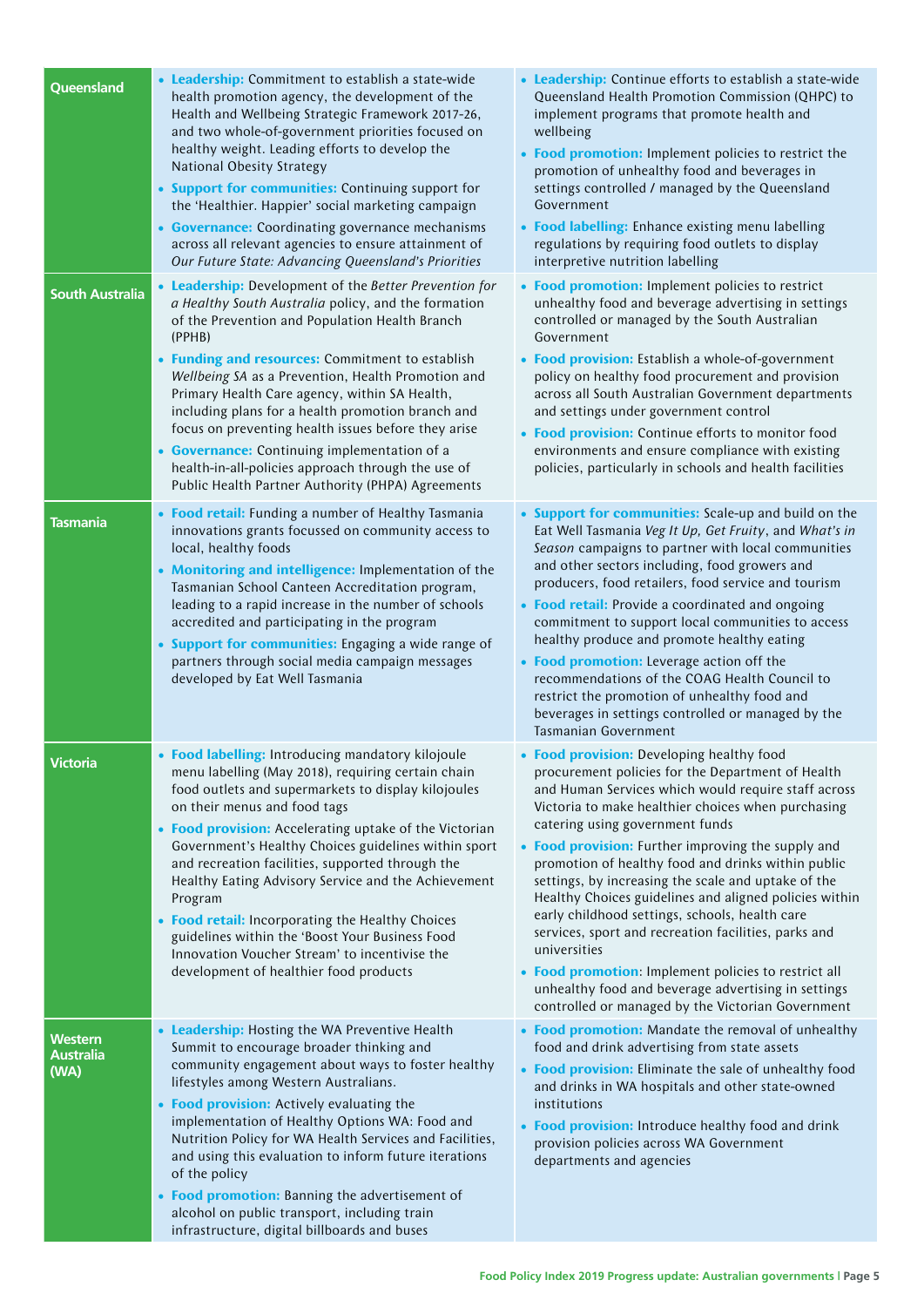| | | |
|---|---|---|
| **Queensland** | • **Leadership:** Commitment to establish a state-wide health promotion agency, the development of the Health and Wellbeing Strategic Framework 2017-26, and two whole-of-government priorities focused on healthy weight. Leading efforts to develop the National Obesity Strategy<br>• **Support for communities:** Continuing support for the 'Healthier. Happier' social marketing campaign<br>• **Governance:** Coordinating governance mechanisms across all relevant agencies to ensure attainment of *Our Future State: Advancing Queensland's Priorities* | • **Leadership:** Continue efforts to establish a state-wide Queensland Health Promotion Commission (QHPC) to implement programs that promote health and wellbeing<br>• **Food promotion:** Implement policies to restrict the promotion of unhealthy food and beverages in settings controlled / managed by the Queensland Government<br>• **Food labelling:** Enhance existing menu labelling regulations by requiring food outlets to display interpretive nutrition labelling |
| **South Australia** | • **Leadership:** Development of the *Better Prevention for a Healthy South Australia* policy, and the formation of the Prevention and Population Health Branch (PPHB)<br>• **Funding and resources:** Commitment to establish *Wellbeing SA* as a Prevention, Health Promotion and Primary Health Care agency, within SA Health, including plans for a health promotion branch and focus on preventing health issues before they arise<br>• **Governance:** Continuing implementation of a health-in-all-policies approach through the use of Public Health Partner Authority (PHPA) Agreements | • **Food promotion:** Implement policies to restrict unhealthy food and beverage advertising in settings controlled or managed by the South Australian Government<br>• **Food provision:** Establish a whole-of-government policy on healthy food procurement and provision across all South Australian Government departments and settings under government control<br>• **Food provision:** Continue efforts to monitor food environments and ensure compliance with existing policies, particularly in schools and health facilities |
| **Tasmania** | • **Food retail:** Funding a number of Healthy Tasmania innovations grants focussed on community access to local, healthy foods<br>• **Monitoring and intelligence:** Implementation of the Tasmanian School Canteen Accreditation program, leading to a rapid increase in the number of schools accredited and participating in the program<br>• **Support for communities:** Engaging a wide range of partners through social media campaign messages developed by Eat Well Tasmania | • **Support for communities:** Scale-up and build on the Eat Well Tasmania *Veg It Up, Get Fruity*, and *What's in Season* campaigns to partner with local communities and other sectors including, food growers and producers, food retailers, food service and tourism<br>• **Food retail:** Provide a coordinated and ongoing commitment to support local communities to access healthy produce and promote healthy eating<br>• **Food promotion:** Leverage action off the recommendations of the COAG Health Council to restrict the promotion of unhealthy food and beverages in settings controlled or managed by the Tasmanian Government |
| **Victoria** | • **Food labelling:** Introducing mandatory kilojoule menu labelling (May 2018), requiring certain chain food outlets and supermarkets to display kilojoules on their menus and food tags<br>• **Food provision:** Accelerating uptake of the Victorian Government's Healthy Choices guidelines within sport and recreation facilities, supported through the Healthy Eating Advisory Service and the Achievement Program<br>• **Food retail:** Incorporating the Healthy Choices guidelines within the 'Boost Your Business Food Innovation Voucher Stream' to incentivise the development of healthier food products | • **Food provision:** Developing healthy food procurement policies for the Department of Health and Human Services which would require staff across Victoria to make healthier choices when purchasing catering using government funds<br>• **Food provision:** Further improving the supply and promotion of healthy food and drinks within public settings, by increasing the scale and uptake of the Healthy Choices guidelines and aligned policies within early childhood settings, schools, health care services, sport and recreation facilities, parks and universities<br>• **Food promotion**: Implement policies to restrict all unhealthy food and beverage advertising in settings controlled or managed by the Victorian Government |
| **Western Australia (WA)** | • **Leadership:** Hosting the WA Preventive Health Summit to encourage broader thinking and community engagement about ways to foster healthy lifestyles among Western Australians.<br>• **Food provision:** Actively evaluating the implementation of Healthy Options WA: Food and Nutrition Policy for WA Health Services and Facilities, and using this evaluation to inform future iterations of the policy<br>• **Food promotion:** Banning the advertisement of alcohol on public transport, including train infrastructure, digital billboards and buses | • **Food promotion:** Mandate the removal of unhealthy food and drink advertising from state assets<br>• **Food provision:** Eliminate the sale of unhealthy food and drinks in WA hospitals and other state-owned institutions<br>• **Food provision:** Introduce healthy food and drink provision policies across WA Government departments and agencies |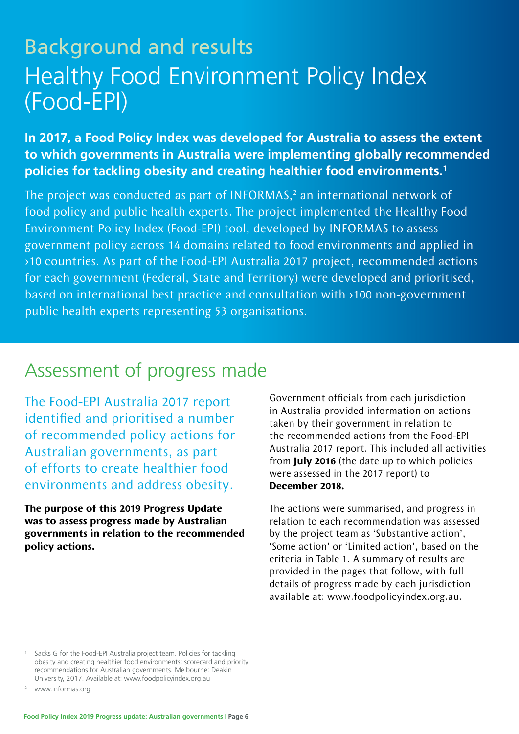# Background and results

## Healthy Food Environment Policy Index (Food-EPI)

**In 2017, a Food Policy Index was developed for Australia to assess the extent to which governments in Australia were implementing globally recommended policies for tackling obesity and creating healthier food environments.[1]**

The project was conducted as part of INFORMAS,[2] an international network of food policy and public health experts. The project implemented the Healthy Food Environment Policy Index (Food-EPI) tool, developed by INFORMAS to assess government policy across 14 domains related to food environments and applied in >10 countries. As part of the Food-EPI Australia 2017 project, recommended actions for each government (Federal, State and Territory) were developed and prioritised, based on international best practice and consultation with >100 non-government public health experts representing 53 organisations.

## Assessment of progress made

The Food-EPI Australia 2017 report identified and prioritised a number of recommended policy actions for Australian governments, as part of efforts to create healthier food environments and address obesity.

**The purpose of this 2019 Progress Update was to assess progress made by Australian governments in relation to the recommended policy actions.**

Government officials from each jurisdiction in Australia provided information on actions taken by their government in relation to the recommended actions from the Food-EPI Australia 2017 report. This included all activities from **July 2016** (the date up to which policies were assessed in the 2017 report) to **December 2018.**

The actions were summarised, and progress in relation to each recommendation was assessed by the project team as 'Substantive action', 'Some action' or 'Limited action', based on the criteria in Table 1. A summary of results are provided in the pages that follow, with full details of progress made by each jurisdiction available at: www.foodpolicyindex.org.au.

---

[1] Sacks G for the Food-EPI Australia project team. Policies for tackling obesity and creating healthier food environments: scorecard and priority recommendations for Australian governments. Melbourne: Deakin University, 2017. Available at: www.foodpolicyindex.org.au

[2] www.informas.org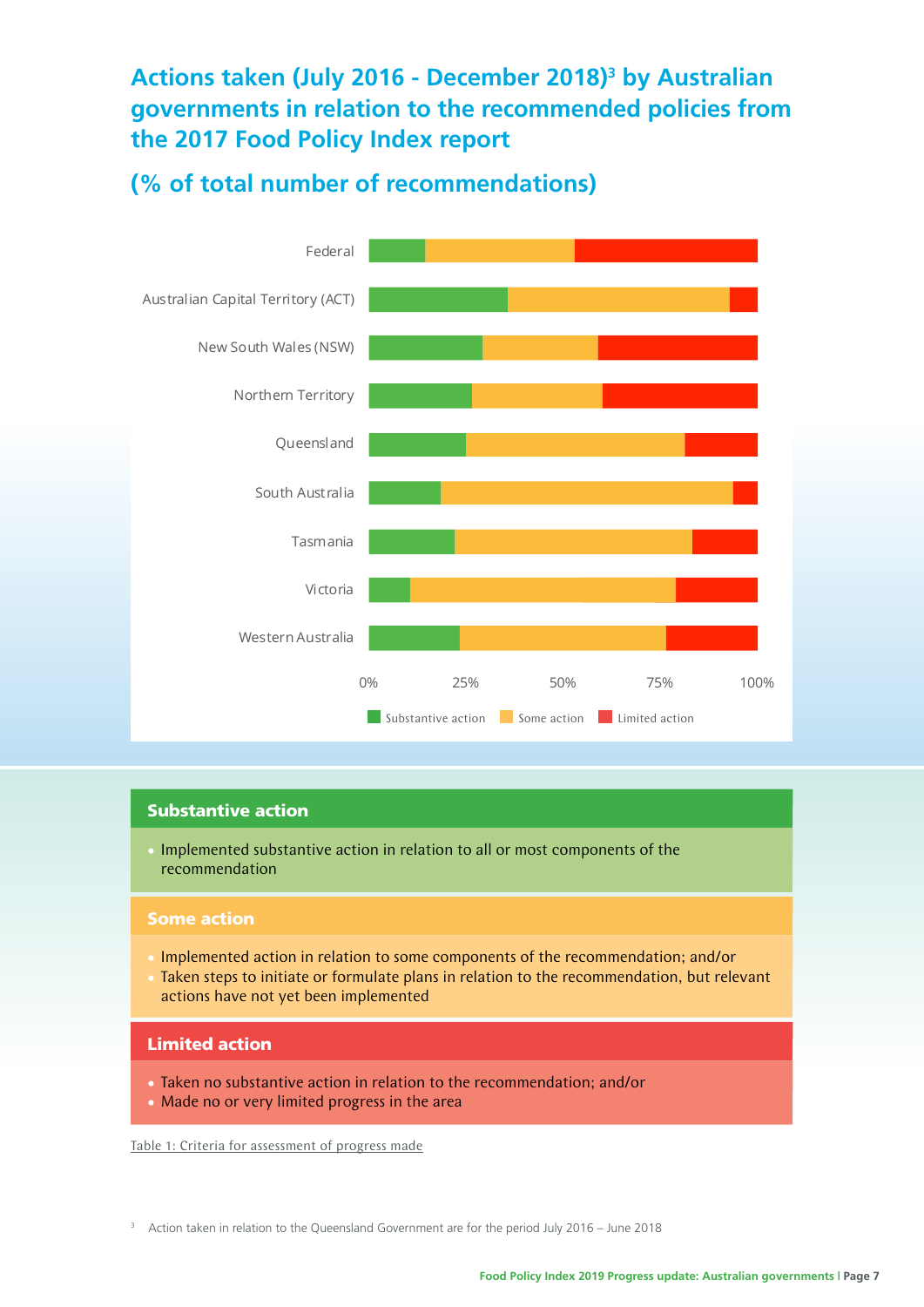# Actions taken (July 2016 - December 2018)[3] by Australian governments in relation to the recommended policies from the 2017 Food Policy Index report

## (% of total number of recommendations)

Federal

Australian Capital Territory (ACT)

New South Wales (NSW)

Northern Territory

Queensland

South Australia

Tasmania

Victoria

Western Australia

0% 25% 50% 75% 100%

Substantive action Some action Limited action

| Substantive action |
|---|
| • Implemented substantive action in relation to all or most components of the recommendation |

| Some action |
|---|
| • Implemented action in relation to some components of the recommendation; and/or<br>• Taken steps to initiate or formulate plans in relation to the recommendation, but relevant actions have not yet been implemented |

| Limited action |
|---|
| • Taken no substantive action in relation to the recommendation; and/or<br>• Made no or very limited progress in the area |

Table 1: Criteria for assessment of progress made

[3] Action taken in relation to the Queensland Government are for the period July 2016 – June 2018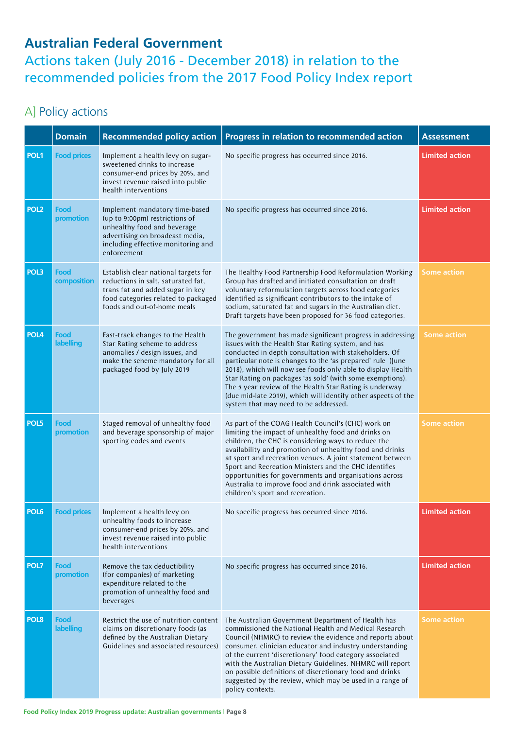# Australian Federal Government

## Actions taken (July 2016 - December 2018) in relation to the recommended policies from the 2017 Food Policy Index report

### A] Policy actions

| | Domain | Recommended policy action | Progress in relation to recommended action | Assessment |
|---|---|---|---|---|
| POL1 | Food prices | Implement a health levy on sugar-sweetened drinks to increase consumer-end prices by 20%, and invest revenue raised into public health interventions | No specific progress has occurred since 2016. | Limited action |
| POL2 | Food promotion | Implement mandatory time-based (up to 9:00pm) restrictions of unhealthy food and beverage advertising on broadcast media, including effective monitoring and enforcement | No specific progress has occurred since 2016. | Limited action |
| POL3 | Food composition | Establish clear national targets for reductions in salt, saturated fat, trans fat and added sugar in key food categories related to packaged foods and out-of-home meals | The Healthy Food Partnership Food Reformulation Working Group has drafted and initiated consultation on draft voluntary reformulation targets across food categories identified as significant contributors to the intake of sodium, saturated fat and sugars in the Australian diet. Draft targets have been proposed for 36 food categories. | Some action |
| POL4 | Food labelling | Fast-track changes to the Health Star Rating scheme to address anomalies / design issues, and make the scheme mandatory for all packaged food by July 2019 | The government has made significant progress in addressing issues with the Health Star Rating system, and has conducted in depth consultation with stakeholders. Of particular note is changes to the 'as prepared' rule (June 2018), which will now see foods only able to display Health Star Rating on packages 'as sold' (with some exemptions). The 5 year review of the Health Star Rating is underway (due mid-late 2019), which will identify other aspects of the system that may need to be addressed. | Some action |
| POL5 | Food promotion | Staged removal of unhealthy food and beverage sponsorship of major sporting codes and events | As part of the COAG Health Council's (CHC) work on limiting the impact of unhealthy food and drinks on children, the CHC is considering ways to reduce the availability and promotion of unhealthy food and drinks at sport and recreation venues. A joint statement between Sport and Recreation Ministers and the CHC identifies opportunities for governments and organisations across Australia to improve food and drink associated with children's sport and recreation. | Some action |
| POL6 | Food prices | Implement a health levy on unhealthy foods to increase consumer-end prices by 20%, and invest revenue raised into public health interventions | No specific progress has occurred since 2016. | Limited action |
| POL7 | Food promotion | Remove the tax deductibility (for companies) of marketing expenditure related to the promotion of unhealthy food and beverages | No specific progress has occurred since 2016. | Limited action |
| POL8 | Food labelling | Restrict the use of nutrition content claims on discretionary foods (as defined by the Australian Dietary Guidelines and associated resources) | The Australian Government Department of Health has commissioned the National Health and Medical Research Council (NHMRC) to review the evidence and reports about consumer, clinician educator and industry understanding of the current 'discretionary' food category associated with the Australian Dietary Guidelines. NHMRC will report on possible definitions of discretionary food and drinks suggested by the review, which may be used in a range of policy contexts. | Some action |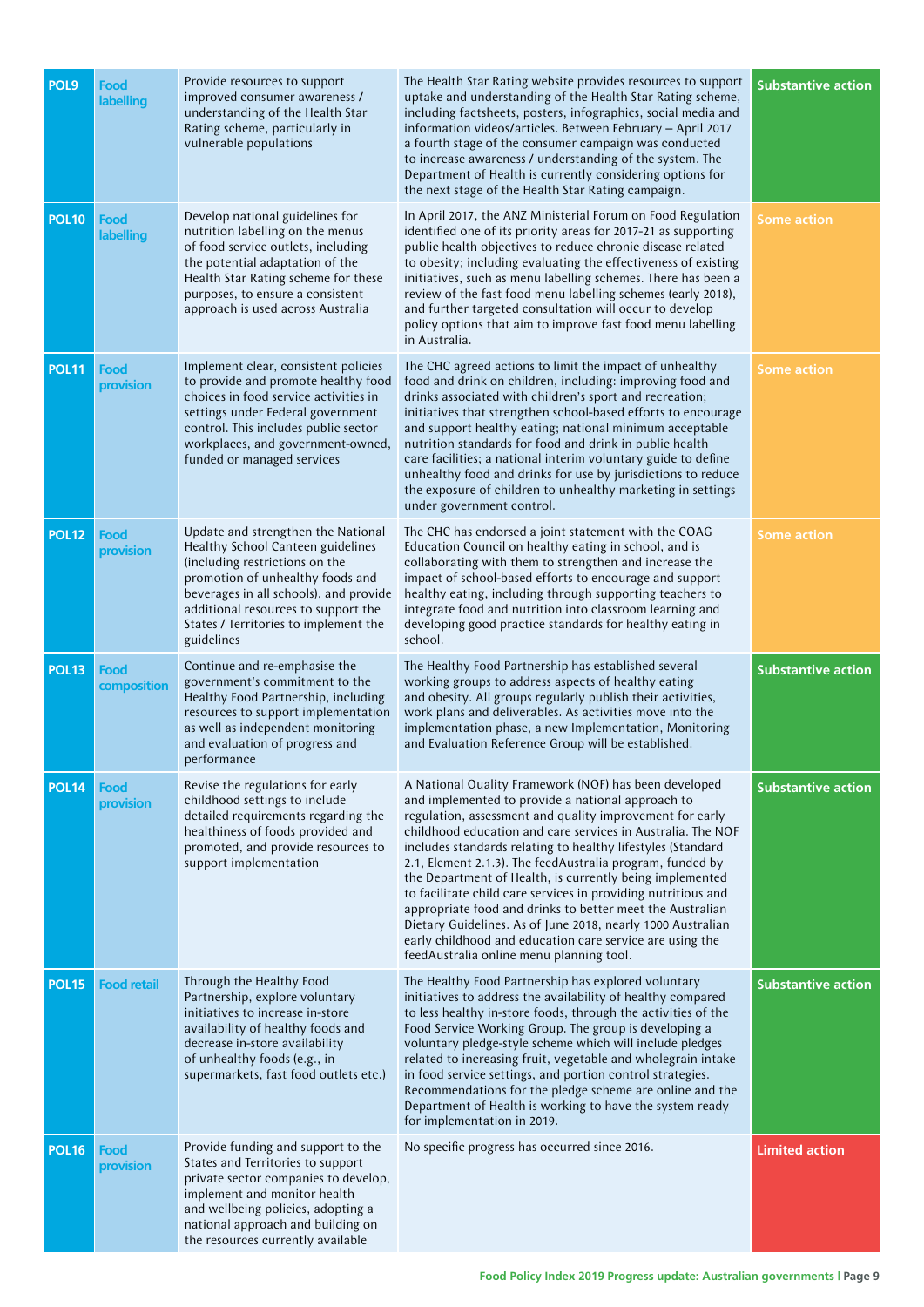| | | | | |
|---|---|---|---|---|
| POL9 | Food labelling | Provide resources to support improved consumer awareness / understanding of the Health Star Rating scheme, particularly in vulnerable populations | The Health Star Rating website provides resources to support uptake and understanding of the Health Star Rating scheme, including factsheets, posters, infographics, social media and information videos/articles. Between February – April 2017 a fourth stage of the consumer campaign was conducted to increase awareness / understanding of the system. The Department of Health is currently considering options for the next stage of the Health Star Rating campaign. | Substantive action |
| POL10 | Food labelling | Develop national guidelines for nutrition labelling on the menus of food service outlets, including the potential adaptation of the Health Star Rating scheme for these purposes, to ensure a consistent approach is used across Australia | In April 2017, the ANZ Ministerial Forum on Food Regulation identified one of its priority areas for 2017-21 as supporting public health objectives to reduce chronic disease related to obesity; including evaluating the effectiveness of existing initiatives, such as menu labelling schemes. There has been a review of the fast food menu labelling schemes (early 2018), and further targeted consultation will occur to develop policy options that aim to improve fast food menu labelling in Australia. | Some action |
| POL11 | Food provision | Implement clear, consistent policies to provide and promote healthy food choices in food service activities in settings under Federal government control. This includes public sector workplaces, and government-owned, funded or managed services | The CHC agreed actions to limit the impact of unhealthy food and drink on children, including: improving food and drinks associated with children's sport and recreation; initiatives that strengthen school-based efforts to encourage and support healthy eating; national minimum acceptable nutrition standards for food and drink in public health care facilities; a national interim voluntary guide to define unhealthy food and drinks for use by jurisdictions to reduce the exposure of children to unhealthy marketing in settings under government control. | Some action |
| POL12 | Food provision | Update and strengthen the National Healthy School Canteen guidelines (including restrictions on the promotion of unhealthy foods and beverages in all schools), and provide additional resources to support the States / Territories to implement the guidelines | The CHC has endorsed a joint statement with the COAG Education Council on healthy eating in school, and is collaborating with them to strengthen and increase the impact of school-based efforts to encourage and support healthy eating, including through supporting teachers to integrate food and nutrition into classroom learning and developing good practice standards for healthy eating in school. | Some action |
| POL13 | Food composition | Continue and re-emphasise the government's commitment to the Healthy Food Partnership, including resources to support implementation as well as independent monitoring and evaluation of progress and performance | The Healthy Food Partnership has established several working groups to address aspects of healthy eating and obesity. All groups regularly publish their activities, work plans and deliverables. As activities move into the implementation phase, a new Implementation, Monitoring and Evaluation Reference Group will be established. | Substantive action |
| POL14 | Food provision | Revise the regulations for early childhood settings to include detailed requirements regarding the healthiness of foods provided and promoted, and provide resources to support implementation | A National Quality Framework (NQF) has been developed and implemented to provide a national approach to regulation, assessment and quality improvement for early childhood education and care services in Australia. The NQF includes standards relating to healthy lifestyles (Standard 2.1, Element 2.1.3). The feedAustralia program, funded by the Department of Health, is currently being implemented to facilitate child care services in providing nutritious and appropriate food and drinks to better meet the Australian Dietary Guidelines. As of June 2018, nearly 1000 Australian early childhood and education care service are using the feedAustralia online menu planning tool. | Substantive action |
| POL15 | Food retail | Through the Healthy Food Partnership, explore voluntary initiatives to increase in-store availability of healthy foods and decrease in-store availability of unhealthy foods (e.g., in supermarkets, fast food outlets etc.) | The Healthy Food Partnership has explored voluntary initiatives to address the availability of healthy compared to less healthy in-store foods, through the activities of the Food Service Working Group. The group is developing a voluntary pledge-style scheme which will include pledges related to increasing fruit, vegetable and wholegrain intake in food service settings, and portion control strategies. Recommendations for the pledge scheme are online and the Department of Health is working to have the system ready for implementation in 2019. | Substantive action |
| POL16 | Food provision | Provide funding and support to the States and Territories to support private sector companies to develop, implement and monitor health and wellbeing policies, adopting a national approach and building on the resources currently available | No specific progress has occurred since 2016. | Limited action |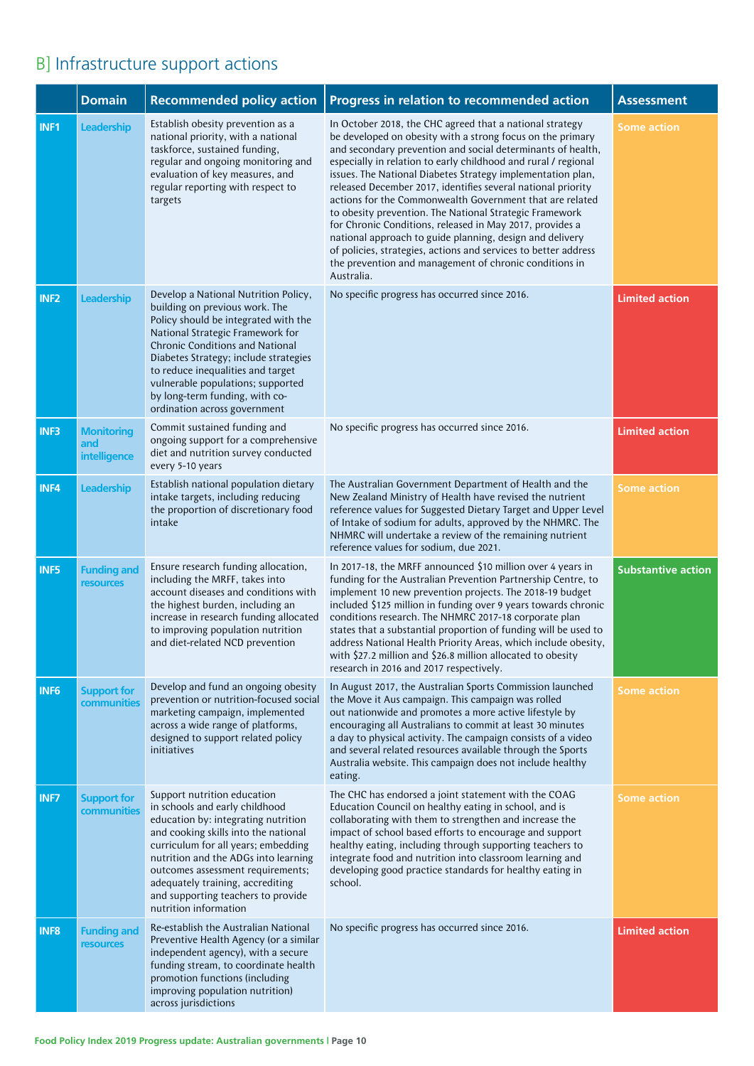## B] Infrastructure support actions

| | Domain | Recommended policy action | Progress in relation to recommended action | Assessment |
|---|---|---|---|---|
| INF1 | Leadership | Establish obesity prevention as a national priority, with a national taskforce, sustained funding, regular and ongoing monitoring and evaluation of key measures, and regular reporting with respect to targets | In October 2018, the CHC agreed that a national strategy be developed on obesity with a strong focus on the primary and secondary prevention and social determinants of health, especially in relation to early childhood and rural / regional issues. The National Diabetes Strategy implementation plan, released December 2017, identifies several national priority actions for the Commonwealth Government that are related to obesity prevention. The National Strategic Framework for Chronic Conditions, released in May 2017, provides a national approach to guide planning, design and delivery of policies, strategies, actions and services to better address the prevention and management of chronic conditions in Australia. | Some action |
| INF2 | Leadership | Develop a National Nutrition Policy, building on previous work. The Policy should be integrated with the National Strategic Framework for Chronic Conditions and National Diabetes Strategy; include strategies to reduce inequalities and target vulnerable populations; supported by long-term funding, with co-ordination across government | No specific progress has occurred since 2016. | Limited action |
| INF3 | Monitoring and intelligence | Commit sustained funding and ongoing support for a comprehensive diet and nutrition survey conducted every 5-10 years | No specific progress has occurred since 2016. | Limited action |
| INF4 | Leadership | Establish national population dietary intake targets, including reducing the proportion of discretionary food intake | The Australian Government Department of Health and the New Zealand Ministry of Health have revised the nutrient reference values for Suggested Dietary Target and Upper Level of Intake of sodium for adults, approved by the NHMRC. The NHMRC will undertake a review of the remaining nutrient reference values for sodium, due 2021. | Some action |
| INF5 | Funding and resources | Ensure research funding allocation, including the MRFF, takes into account diseases and conditions with the highest burden, including an increase in research funding allocated to improving population nutrition and diet-related NCD prevention | In 2017-18, the MRFF announced $10 million over 4 years in funding for the Australian Prevention Partnership Centre, to implement 10 new prevention projects. The 2018-19 budget included $125 million in funding over 9 years towards chronic conditions research. The NHMRC 2017-18 corporate plan states that a substantial proportion of funding will be used to address National Health Priority Areas, which include obesity, with $27.2 million and $26.8 million allocated to obesity research in 2016 and 2017 respectively. | Substantive action |
| INF6 | Support for communities | Develop and fund an ongoing obesity prevention or nutrition-focused social marketing campaign, implemented across a wide range of platforms, designed to support related policy initiatives | In August 2017, the Australian Sports Commission launched the Move it Aus campaign. This campaign was rolled out nationwide and promotes a more active lifestyle by encouraging all Australians to commit at least 30 minutes a day to physical activity. The campaign consists of a video and several related resources available through the Sports Australia website. This campaign does not include healthy eating. | Some action |
| INF7 | Support for communities | Support nutrition education in schools and early childhood education by: integrating nutrition and cooking skills into the national curriculum for all years; embedding nutrition and the ADGs into learning outcomes assessment requirements; adequately training, accrediting and supporting teachers to provide nutrition information | The CHC has endorsed a joint statement with the COAG Education Council on healthy eating in school, and is collaborating with them to strengthen and increase the impact of school based efforts to encourage and support healthy eating, including through supporting teachers to integrate food and nutrition into classroom learning and developing good practice standards for healthy eating in school. | Some action |
| INF8 | Funding and resources | Re-establish the Australian National Preventive Health Agency (or a similar independent agency), with a secure funding stream, to coordinate health promotion functions (including improving population nutrition) across jurisdictions | No specific progress has occurred since 2016. | Limited action |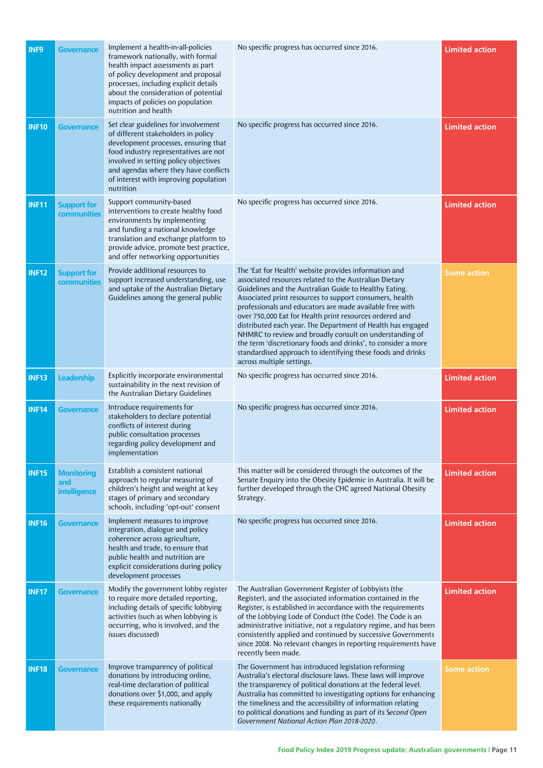| | | | | |
|---|---|---|---|---|
| INF9 | Governance | Implement a health-in-all-policies framework nationally, with formal health impact assessments as part of policy development and proposal processes, including explicit details about the consideration of potential impacts of policies on population nutrition and health | No specific progress has occurred since 2016. | Limited action |
| INF10 | Governance | Set clear guidelines for involvement of different stakeholders in policy development processes, ensuring that food industry representatives are not involved in setting policy objectives and agendas where they have conflicts of interest with improving population nutrition | No specific progress has occurred since 2016. | Limited action |
| INF11 | Support for communities | Support community-based interventions to create healthy food environments by implementing and funding a national knowledge translation and exchange platform to provide advice, promote best practice, and offer networking opportunities | No specific progress has occurred since 2016. | Limited action |
| INF12 | Support for communities | Provide additional resources to support increased understanding, use and uptake of the Australian Dietary Guidelines among the general public | The 'Eat for Health' website provides information and associated resources related to the Australian Dietary Guidelines and the Australian Guide to Healthy Eating. Associated print resources to support consumers, health professionals and educators are made available free with over 750,000 Eat for Health print resources ordered and distributed each year. The Department of Health has engaged NHMRC to review and broadly consult on understanding of the term 'discretionary foods and drinks', to consider a more standardised approach to identifying these foods and drinks across multiple settings. | Some action |
| INF13 | Leadership | Explicitly incorporate environmental sustainability in the next revision of the Australian Dietary Guidelines | No specific progress has occurred since 2016. | Limited action |
| INF14 | Governance | Introduce requirements for stakeholders to declare potential conflicts of interest during public consultation processes regarding policy development and implementation | No specific progress has occurred since 2016. | Limited action |
| INF15 | Monitoring and intelligence | Establish a consistent national approach to regular measuring of children's height and weight at key stages of primary and secondary schools, including 'opt-out' consent | This matter will be considered through the outcomes of the Senate Enquiry into the Obesity Epidemic in Australia. It will be further developed through the CHC agreed National Obesity Strategy. | Limited action |
| INF16 | Governance | Implement measures to improve integration, dialogue and policy coherence across agriculture, health and trade, to ensure that public health and nutrition are explicit considerations during policy development processes | No specific progress has occurred since 2016. | Limited action |
| INF17 | Governance | Modify the government lobby register to require more detailed reporting, including details of specific lobbying activities (such as when lobbying is occurring, who is involved, and the issues discussed) | The Australian Government Register of Lobbyists (the Register), and the associated information contained in the Register, is established in accordance with the requirements of the Lobbying Lode of Conduct (the Code). The Code is an administrative initiative, not a regulatory regime, and has been consistently applied and continued by successive Governments since 2008. No relevant changes in reporting requirements have recently been made. | Limited action |
| INF18 | Governance | Improve transparency of political donations by introducing online, real-time declaration of political donations over $1,000, and apply these requirements nationally | The Government has introduced legislation reforming Australia's electoral disclosure laws. These laws will improve the transparency of political donations at the federal level. Australia has committed to investigating options for enhancing the timeliness and the accessibility of information relating to political donations and funding as part of its *Second Open Government National Action Plan 2018-2020*. | Some action |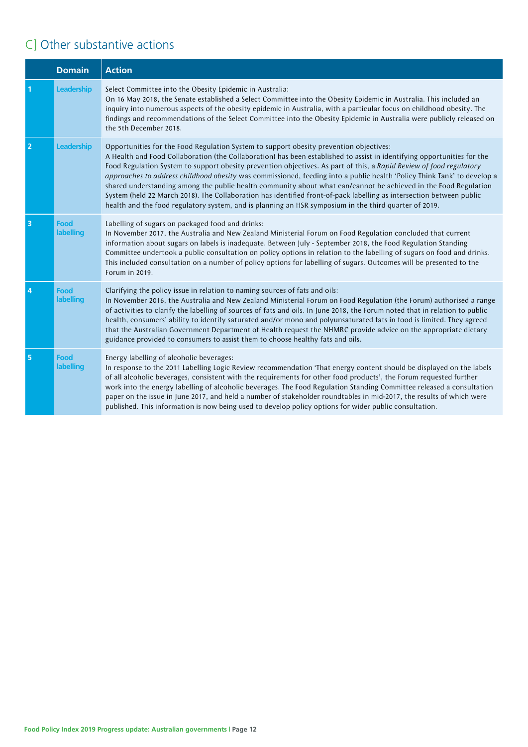## C] Other substantive actions

| | Domain | Action |
|---|---|---|
| 1 | Leadership | Select Committee into the Obesity Epidemic in Australia:<br>On 16 May 2018, the Senate established a Select Committee into the Obesity Epidemic in Australia. This included an inquiry into numerous aspects of the obesity epidemic in Australia, with a particular focus on childhood obesity. The findings and recommendations of the Select Committee into the Obesity Epidemic in Australia were publicly released on the 5th December 2018. |
| 2 | Leadership | Opportunities for the Food Regulation System to support obesity prevention objectives:<br>A Health and Food Collaboration (the Collaboration) has been established to assist in identifying opportunities for the Food Regulation System to support obesity prevention objectives. As part of this, a *Rapid Review of food regulatory approaches to address childhood obesity* was commissioned, feeding into a public health 'Policy Think Tank' to develop a shared understanding among the public health community about what can/cannot be achieved in the Food Regulation System (held 22 March 2018). The Collaboration has identified front-of-pack labelling as intersection between public health and the food regulatory system, and is planning an HSR symposium in the third quarter of 2019. |
| 3 | Food labelling | Labelling of sugars on packaged food and drinks:<br>In November 2017, the Australia and New Zealand Ministerial Forum on Food Regulation concluded that current information about sugars on labels is inadequate. Between July - September 2018, the Food Regulation Standing Committee undertook a public consultation on policy options in relation to the labelling of sugars on food and drinks. This included consultation on a number of policy options for labelling of sugars. Outcomes will be presented to the Forum in 2019. |
| 4 | Food labelling | Clarifying the policy issue in relation to naming sources of fats and oils:<br>In November 2016, the Australia and New Zealand Ministerial Forum on Food Regulation (the Forum) authorised a range of activities to clarify the labelling of sources of fats and oils. In June 2018, the Forum noted that in relation to public health, consumers' ability to identify saturated and/or mono and polyunsaturated fats in food is limited. They agreed that the Australian Government Department of Health request the NHMRC provide advice on the appropriate dietary guidance provided to consumers to assist them to choose healthy fats and oils. |
| 5 | Food labelling | Energy labelling of alcoholic beverages:<br>In response to the 2011 Labelling Logic Review recommendation 'That energy content should be displayed on the labels of all alcoholic beverages, consistent with the requirements for other food products', the Forum requested further work into the energy labelling of alcoholic beverages. The Food Regulation Standing Committee released a consultation paper on the issue in June 2017, and held a number of stakeholder roundtables in mid-2017, the results of which were published. This information is now being used to develop policy options for wider public consultation. |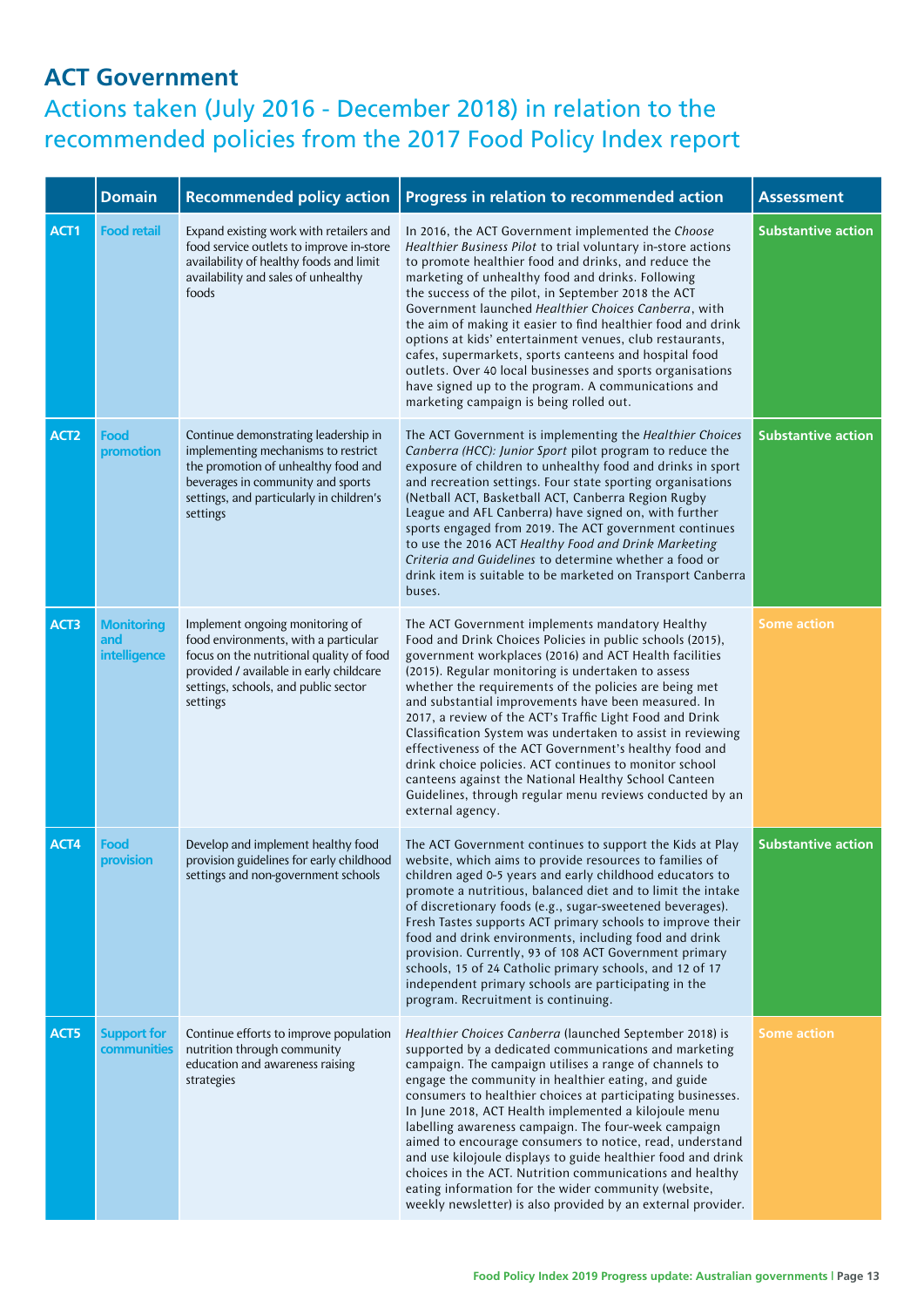# ACT Government

## Actions taken (July 2016 - December 2018) in relation to the recommended policies from the 2017 Food Policy Index report

| | Domain | Recommended policy action | Progress in relation to recommended action | Assessment |
|---|---|---|---|---|
| ACT1 | Food retail | Expand existing work with retailers and food service outlets to improve in-store availability of healthy foods and limit availability and sales of unhealthy foods | In 2016, the ACT Government implemented the *Choose Healthier Business Pilot* to trial voluntary in-store actions to promote healthier food and drinks, and reduce the marketing of unhealthy food and drinks. Following the success of the pilot, in September 2018 the ACT Government launched *Healthier Choices Canberra*, with the aim of making it easier to find healthier food and drink options at kids' entertainment venues, club restaurants, cafes, supermarkets, sports canteens and hospital food outlets. Over 40 local businesses and sports organisations have signed up to the program. A communications and marketing campaign is being rolled out. | Substantive action |
| ACT2 | Food promotion | Continue demonstrating leadership in implementing mechanisms to restrict the promotion of unhealthy food and beverages in community and sports settings, and particularly in children's settings | The ACT Government is implementing the *Healthier Choices Canberra (HCC): Junior Sport* pilot program to reduce the exposure of children to unhealthy food and drinks in sport and recreation settings. Four state sporting organisations (Netball ACT, Basketball ACT, Canberra Region Rugby League and AFL Canberra) have signed on, with further sports engaged from 2019. The ACT government continues to use the 2016 ACT *Healthy Food and Drink Marketing Criteria and Guidelines* to determine whether a food or drink item is suitable to be marketed on Transport Canberra buses. | Substantive action |
| ACT3 | Monitoring and intelligence | Implement ongoing monitoring of food environments, with a particular focus on the nutritional quality of food provided / available in early childcare settings, schools, and public sector settings | The ACT Government implements mandatory Healthy Food and Drink Choices Policies in public schools (2015), government workplaces (2016) and ACT Health facilities (2015). Regular monitoring is undertaken to assess whether the requirements of the policies are being met and substantial improvements have been measured. In 2017, a review of the ACT's Traffic Light Food and Drink Classification System was undertaken to assist in reviewing effectiveness of the ACT Government's healthy food and drink choice policies. ACT continues to monitor school canteens against the National Healthy School Canteen Guidelines, through regular menu reviews conducted by an external agency. | Some action |
| ACT4 | Food provision | Develop and implement healthy food provision guidelines for early childhood settings and non-government schools | The ACT Government continues to support the Kids at Play website, which aims to provide resources to families of children aged 0-5 years and early childhood educators to promote a nutritious, balanced diet and to limit the intake of discretionary foods (e.g., sugar-sweetened beverages). Fresh Tastes supports ACT primary schools to improve their food and drink environments, including food and drink provision. Currently, 93 of 108 ACT Government primary schools, 15 of 24 Catholic primary schools, and 12 of 17 independent primary schools are participating in the program. Recruitment is continuing. | Substantive action |
| ACT5 | Support for communities | Continue efforts to improve population nutrition through community education and awareness raising strategies | *Healthier Choices Canberra* (launched September 2018) is supported by a dedicated communications and marketing campaign. The campaign utilises a range of channels to engage the community in healthier eating, and guide consumers to healthier choices at participating businesses. In June 2018, ACT Health implemented a kilojoule menu labelling awareness campaign. The four-week campaign aimed to encourage consumers to notice, read, understand and use kilojoule displays to guide healthier food and drink choices in the ACT. Nutrition communications and healthy eating information for the wider community (website, weekly newsletter) is also provided by an external provider. | Some action |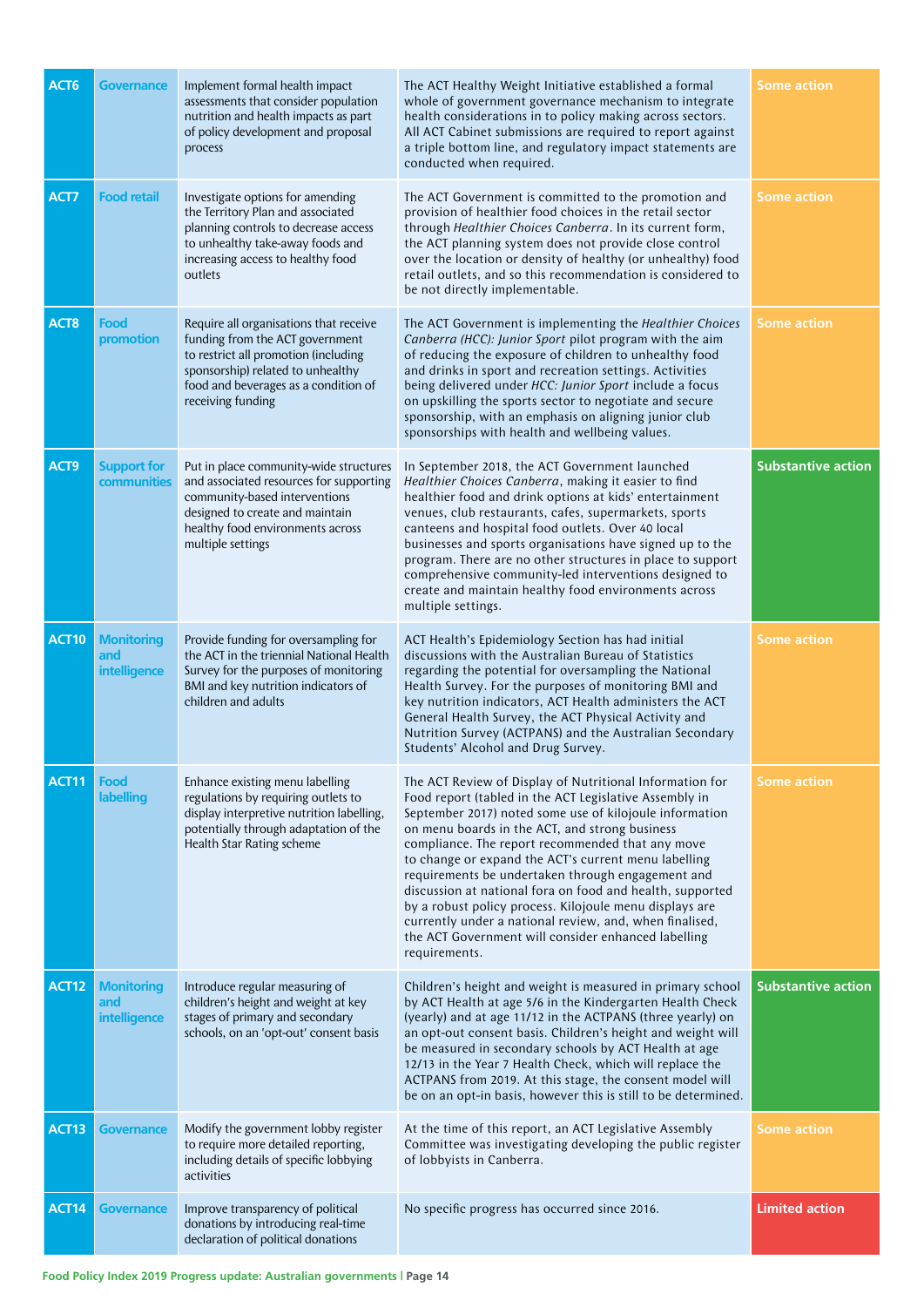| | | | | |
|---|---|---|---|---|
| ACT6 | Governance | Implement formal health impact assessments that consider population nutrition and health impacts as part of policy development and proposal process | The ACT Healthy Weight Initiative established a formal whole of government governance mechanism to integrate health considerations in to policy making across sectors. All ACT Cabinet submissions are required to report against a triple bottom line, and regulatory impact statements are conducted when required. | Some action |
| ACT7 | Food retail | Investigate options for amending the Territory Plan and associated planning controls to decrease access to unhealthy take-away foods and increasing access to healthy food outlets | The ACT Government is committed to the promotion and provision of healthier food choices in the retail sector through *Healthier Choices Canberra*. In its current form, the ACT planning system does not provide close control over the location or density of healthy (or unhealthy) food retail outlets, and so this recommendation is considered to be not directly implementable. | Some action |
| ACT8 | Food promotion | Require all organisations that receive funding from the ACT government to restrict all promotion (including sponsorship) related to unhealthy food and beverages as a condition of receiving funding | The ACT Government is implementing the *Healthier Choices Canberra (HCC): Junior Sport* pilot program with the aim of reducing the exposure of children to unhealthy food and drinks in sport and recreation settings. Activities being delivered under *HCC: Junior Sport* include a focus on upskilling the sports sector to negotiate and secure sponsorship, with an emphasis on aligning junior club sponsorships with health and wellbeing values. | Some action |
| ACT9 | Support for communities | Put in place community-wide structures and associated resources for supporting community-based interventions designed to create and maintain healthy food environments across multiple settings | In September 2018, the ACT Government launched *Healthier Choices Canberra*, making it easier to find healthier food and drink options at kids' entertainment venues, club restaurants, cafes, supermarkets, sports canteens and hospital food outlets. Over 40 local businesses and sports organisations have signed up to the program. There are no other structures in place to support comprehensive community-led interventions designed to create and maintain healthy food environments across multiple settings. | Substantive action |
| ACT10 | Monitoring and intelligence | Provide funding for oversampling for the ACT in the triennial National Health Survey for the purposes of monitoring BMI and key nutrition indicators of children and adults | ACT Health's Epidemiology Section has had initial discussions with the Australian Bureau of Statistics regarding the potential for oversampling the National Health Survey. For the purposes of monitoring BMI and key nutrition indicators, ACT Health administers the ACT General Health Survey, the ACT Physical Activity and Nutrition Survey (ACTPANS) and the Australian Secondary Students' Alcohol and Drug Survey. | Some action |
| ACT11 | Food labelling | Enhance existing menu labelling regulations by requiring outlets to display interpretive nutrition labelling, potentially through adaptation of the Health Star Rating scheme | The ACT Review of Display of Nutritional Information for Food report (tabled in the ACT Legislative Assembly in September 2017) noted some use of kilojoule information on menu boards in the ACT, and strong business compliance. The report recommended that any move to change or expand the ACT's current menu labelling requirements be undertaken through engagement and discussion at national fora on food and health, supported by a robust policy process. Kilojoule menu displays are currently under a national review, and, when finalised, the ACT Government will consider enhanced labelling requirements. | Some action |
| ACT12 | Monitoring and intelligence | Introduce regular measuring of children's height and weight at key stages of primary and secondary schools, on an 'opt-out' consent basis | Children's height and weight is measured in primary school by ACT Health at age 5/6 in the Kindergarten Health Check (yearly) and at age 11/12 in the ACTPANS (three yearly) on an opt-out consent basis. Children's height and weight will be measured in secondary schools by ACT Health at age 12/13 in the Year 7 Health Check, which will replace the ACTPANS from 2019. At this stage, the consent model will be on an opt-in basis, however this is still to be determined. | Substantive action |
| ACT13 | Governance | Modify the government lobby register to require more detailed reporting, including details of specific lobbying activities | At the time of this report, an ACT Legislative Assembly Committee was investigating developing the public register of lobbyists in Canberra. | Some action |
| ACT14 | Governance | Improve transparency of political donations by introducing real-time declaration of political donations | No specific progress has occurred since 2016. | Limited action |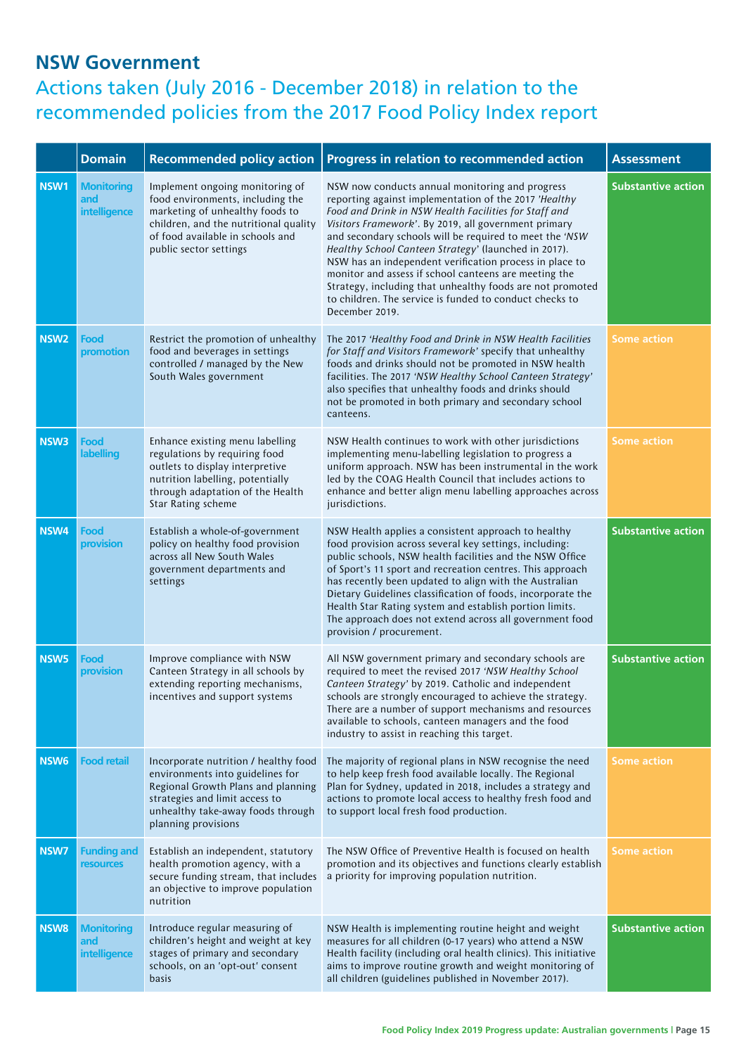# NSW Government

## Actions taken (July 2016 - December 2018) in relation to the recommended policies from the 2017 Food Policy Index report

| | Domain | Recommended policy action | Progress in relation to recommended action | Assessment |
|---|---|---|---|---|
| NSW1 | Monitoring and intelligence | Implement ongoing monitoring of food environments, including the marketing of unhealthy foods to children, and the nutritional quality of food available in schools and public sector settings | NSW now conducts annual monitoring and progress reporting against implementation of the 2017 *'Healthy Food and Drink in NSW Health Facilities for Staff and Visitors Framework'*. By 2019, all government primary and secondary schools will be required to meet the '*NSW Healthy School Canteen Strategy*' (launched in 2017). NSW has an independent verification process in place to monitor and assess if school canteens are meeting the Strategy, including that unhealthy foods are not promoted to children. The service is funded to conduct checks to December 2019. | Substantive action |
| NSW2 | Food promotion | Restrict the promotion of unhealthy food and beverages in settings controlled / managed by the New South Wales government | The 2017 *'Healthy Food and Drink in NSW Health Facilities for Staff and Visitors Framework'* specify that unhealthy foods and drinks should not be promoted in NSW health facilities. The 2017 *'NSW Healthy School Canteen Strategy'* also specifies that unhealthy foods and drinks should not be promoted in both primary and secondary school canteens. | Some action |
| NSW3 | Food labelling | Enhance existing menu labelling regulations by requiring food outlets to display interpretive nutrition labelling, potentially through adaptation of the Health Star Rating scheme | NSW Health continues to work with other jurisdictions implementing menu-labelling legislation to progress a uniform approach. NSW has been instrumental in the work led by the COAG Health Council that includes actions to enhance and better align menu labelling approaches across jurisdictions. | Some action |
| NSW4 | Food provision | Establish a whole-of-government policy on healthy food provision across all New South Wales government departments and settings | NSW Health applies a consistent approach to healthy food provision across several key settings, including: public schools, NSW health facilities and the NSW Office of Sport's 11 sport and recreation centres. This approach has recently been updated to align with the Australian Dietary Guidelines classification of foods, incorporate the Health Star Rating system and establish portion limits. The approach does not extend across all government food provision / procurement. | Substantive action |
| NSW5 | Food provision | Improve compliance with NSW Canteen Strategy in all schools by extending reporting mechanisms, incentives and support systems | All NSW government primary and secondary schools are required to meet the revised 2017 *'NSW Healthy School Canteen Strategy'* by 2019. Catholic and independent schools are strongly encouraged to achieve the strategy. There are a number of support mechanisms and resources available to schools, canteen managers and the food industry to assist in reaching this target. | Substantive action |
| NSW6 | Food retail | Incorporate nutrition / healthy food environments into guidelines for Regional Growth Plans and planning strategies and limit access to unhealthy take-away foods through planning provisions | The majority of regional plans in NSW recognise the need to help keep fresh food available locally. The Regional Plan for Sydney, updated in 2018, includes a strategy and actions to promote local access to healthy fresh food and to support local fresh food production. | Some action |
| NSW7 | Funding and resources | Establish an independent, statutory health promotion agency, with a secure funding stream, that includes an objective to improve population nutrition | The NSW Office of Preventive Health is focused on health promotion and its objectives and functions clearly establish a priority for improving population nutrition. | Some action |
| NSW8 | Monitoring and intelligence | Introduce regular measuring of children's height and weight at key stages of primary and secondary schools, on an 'opt-out' consent basis | NSW Health is implementing routine height and weight measures for all children (0-17 years) who attend a NSW Health facility (including oral health clinics). This initiative aims to improve routine growth and weight monitoring of all children (guidelines published in November 2017). | Substantive action |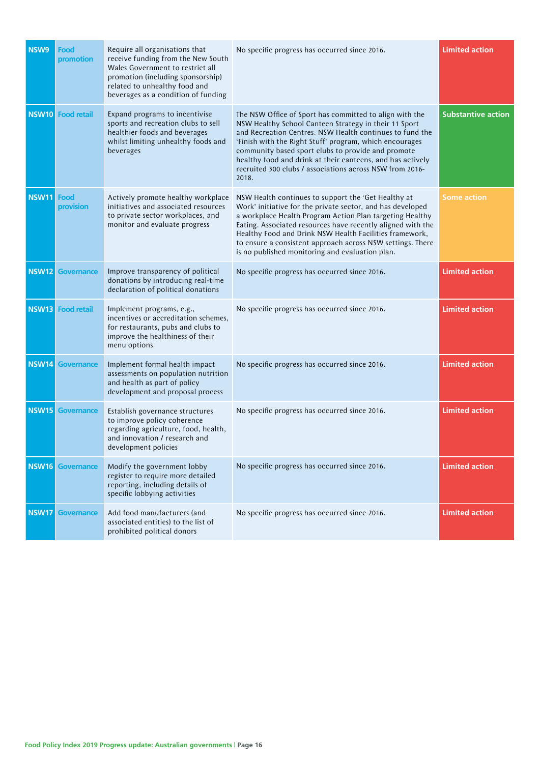| | | | | |
|---|---|---|---|---|
| NSW9 | Food promotion | Require all organisations that receive funding from the New South Wales Government to restrict all promotion (including sponsorship) related to unhealthy food and beverages as a condition of funding | No specific progress has occurred since 2016. | Limited action |
| NSW10 | Food retail | Expand programs to incentivise sports and recreation clubs to sell healthier foods and beverages whilst limiting unhealthy foods and beverages | The NSW Office of Sport has committed to align with the NSW Healthy School Canteen Strategy in their 11 Sport and Recreation Centres. NSW Health continues to fund the 'Finish with the Right Stuff' program, which encourages community based sport clubs to provide and promote healthy food and drink at their canteens, and has actively recruited 300 clubs / associations across NSW from 2016-2018. | Substantive action |
| NSW11 | Food provision | Actively promote healthy workplace initiatives and associated resources to private sector workplaces, and monitor and evaluate progress | NSW Health continues to support the 'Get Healthy at Work' initiative for the private sector, and has developed a workplace Health Program Action Plan targeting Healthy Eating. Associated resources have recently aligned with the Healthy Food and Drink NSW Health Facilities framework, to ensure a consistent approach across NSW settings. There is no published monitoring and evaluation plan. | Some action |
| NSW12 | Governance | Improve transparency of political donations by introducing real-time declaration of political donations | No specific progress has occurred since 2016. | Limited action |
| NSW13 | Food retail | Implement programs, e.g., incentives or accreditation schemes, for restaurants, pubs and clubs to improve the healthiness of their menu options | No specific progress has occurred since 2016. | Limited action |
| NSW14 | Governance | Implement formal health impact assessments on population nutrition and health as part of policy development and proposal process | No specific progress has occurred since 2016. | Limited action |
| NSW15 | Governance | Establish governance structures to improve policy coherence regarding agriculture, food, health, and innovation / research and development policies | No specific progress has occurred since 2016. | Limited action |
| NSW16 | Governance | Modify the government lobby register to require more detailed reporting, including details of specific lobbying activities | No specific progress has occurred since 2016. | Limited action |
| NSW17 | Governance | Add food manufacturers (and associated entities) to the list of prohibited political donors | No specific progress has occurred since 2016. | Limited action |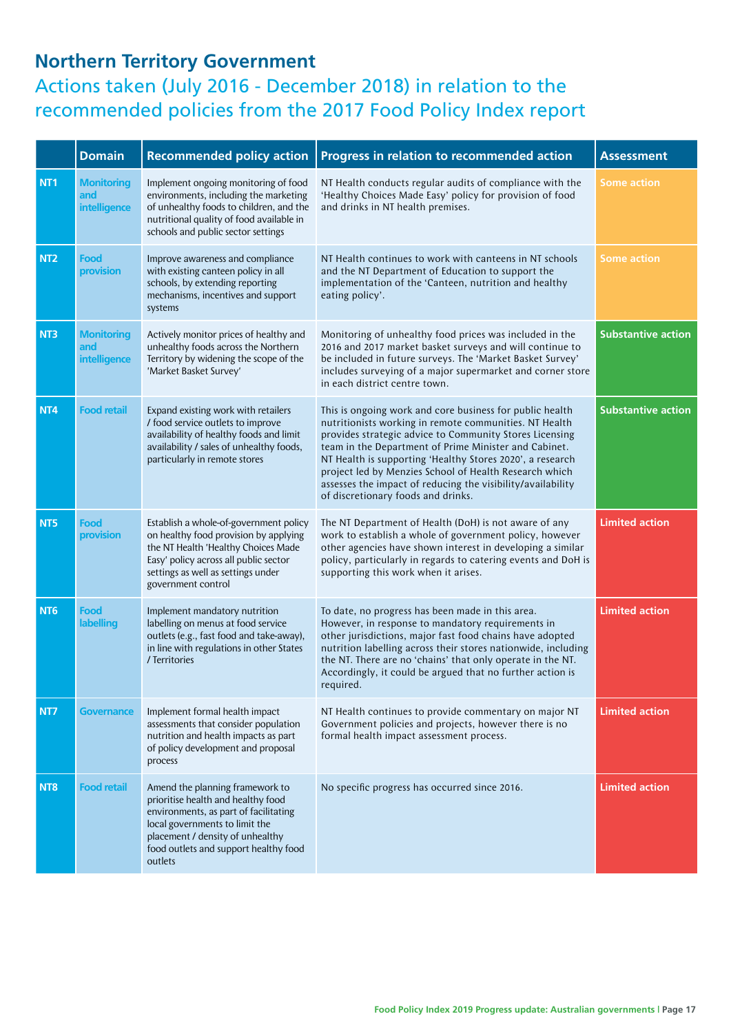# Northern Territory Government

## Actions taken (July 2016 - December 2018) in relation to the recommended policies from the 2017 Food Policy Index report

| | Domain | Recommended policy action | Progress in relation to recommended action | Assessment |
|---|---|---|---|---|
| NT1 | Monitoring and intelligence | Implement ongoing monitoring of food environments, including the marketing of unhealthy foods to children, and the nutritional quality of food available in schools and public sector settings | NT Health conducts regular audits of compliance with the 'Healthy Choices Made Easy' policy for provision of food and drinks in NT health premises. | Some action |
| NT2 | Food provision | Improve awareness and compliance with existing canteen policy in all schools, by extending reporting mechanisms, incentives and support systems | NT Health continues to work with canteens in NT schools and the NT Department of Education to support the implementation of the 'Canteen, nutrition and healthy eating policy'. | Some action |
| NT3 | Monitoring and intelligence | Actively monitor prices of healthy and unhealthy foods across the Northern Territory by widening the scope of the 'Market Basket Survey' | Monitoring of unhealthy food prices was included in the 2016 and 2017 market basket surveys and will continue to be included in future surveys. The 'Market Basket Survey' includes surveying of a major supermarket and corner store in each district centre town. | Substantive action |
| NT4 | Food retail | Expand existing work with retailers / food service outlets to improve availability of healthy foods and limit availability / sales of unhealthy foods, particularly in remote stores | This is ongoing work and core business for public health nutritionists working in remote communities. NT Health provides strategic advice to Community Stores Licensing team in the Department of Prime Minister and Cabinet. NT Health is supporting 'Healthy Stores 2020', a research project led by Menzies School of Health Research which assesses the impact of reducing the visibility/availability of discretionary foods and drinks. | Substantive action |
| NT5 | Food provision | Establish a whole-of-government policy on healthy food provision by applying the NT Health 'Healthy Choices Made Easy' policy across all public sector settings as well as settings under government control | The NT Department of Health (DoH) is not aware of any work to establish a whole of government policy, however other agencies have shown interest in developing a similar policy, particularly in regards to catering events and DoH is supporting this work when it arises. | Limited action |
| NT6 | Food labelling | Implement mandatory nutrition labelling on menus at food service outlets (e.g., fast food and take-away), in line with regulations in other States / Territories | To date, no progress has been made in this area. However, in response to mandatory requirements in other jurisdictions, major fast food chains have adopted nutrition labelling across their stores nationwide, including the NT. There are no 'chains' that only operate in the NT. Accordingly, it could be argued that no further action is required. | Limited action |
| NT7 | Governance | Implement formal health impact assessments that consider population nutrition and health impacts as part of policy development and proposal process | NT Health continues to provide commentary on major NT Government policies and projects, however there is no formal health impact assessment process. | Limited action |
| NT8 | Food retail | Amend the planning framework to prioritise health and healthy food environments, as part of facilitating local governments to limit the placement / density of unhealthy food outlets and support healthy food outlets | No specific progress has occurred since 2016. | Limited action |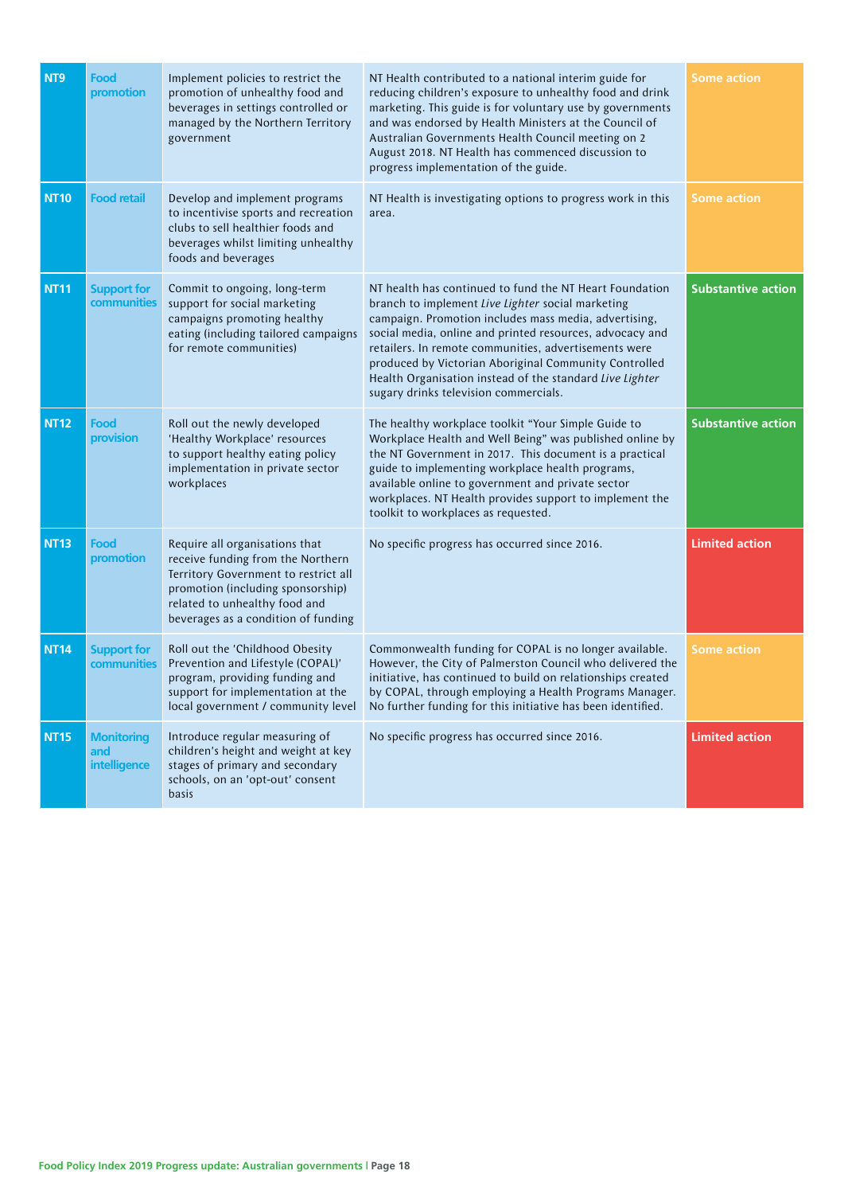| | | | | |
|---|---|---|---|---|
| NT9 | Food promotion | Implement policies to restrict the promotion of unhealthy food and beverages in settings controlled or managed by the Northern Territory government | NT Health contributed to a national interim guide for reducing children's exposure to unhealthy food and drink marketing. This guide is for voluntary use by governments and was endorsed by Health Ministers at the Council of Australian Governments Health Council meeting on 2 August 2018. NT Health has commenced discussion to progress implementation of the guide. | Some action |
| NT10 | Food retail | Develop and implement programs to incentivise sports and recreation clubs to sell healthier foods and beverages whilst limiting unhealthy foods and beverages | NT Health is investigating options to progress work in this area. | Some action |
| NT11 | Support for communities | Commit to ongoing, long-term support for social marketing campaigns promoting healthy eating (including tailored campaigns for remote communities) | NT health has continued to fund the NT Heart Foundation branch to implement *Live Lighter* social marketing campaign. Promotion includes mass media, advertising, social media, online and printed resources, advocacy and retailers. In remote communities, advertisements were produced by Victorian Aboriginal Community Controlled Health Organisation instead of the standard *Live Lighter* sugary drinks television commercials. | Substantive action |
| NT12 | Food provision | Roll out the newly developed 'Healthy Workplace' resources to support healthy eating policy implementation in private sector workplaces | The healthy workplace toolkit "Your Simple Guide to Workplace Health and Well Being" was published online by the NT Government in 2017. This document is a practical guide to implementing workplace health programs, available online to government and private sector workplaces. NT Health provides support to implement the toolkit to workplaces as requested. | Substantive action |
| NT13 | Food promotion | Require all organisations that receive funding from the Northern Territory Government to restrict all promotion (including sponsorship) related to unhealthy food and beverages as a condition of funding | No specific progress has occurred since 2016. | Limited action |
| NT14 | Support for communities | Roll out the 'Childhood Obesity Prevention and Lifestyle (COPAL)' program, providing funding and support for implementation at the local government / community level | Commonwealth funding for COPAL is no longer available. However, the City of Palmerston Council who delivered the initiative, has continued to build on relationships created by COPAL, through employing a Health Programs Manager. No further funding for this initiative has been identified. | Some action |
| NT15 | Monitoring and intelligence | Introduce regular measuring of children's height and weight at key stages of primary and secondary schools, on an 'opt-out' consent basis | No specific progress has occurred since 2016. | Limited action |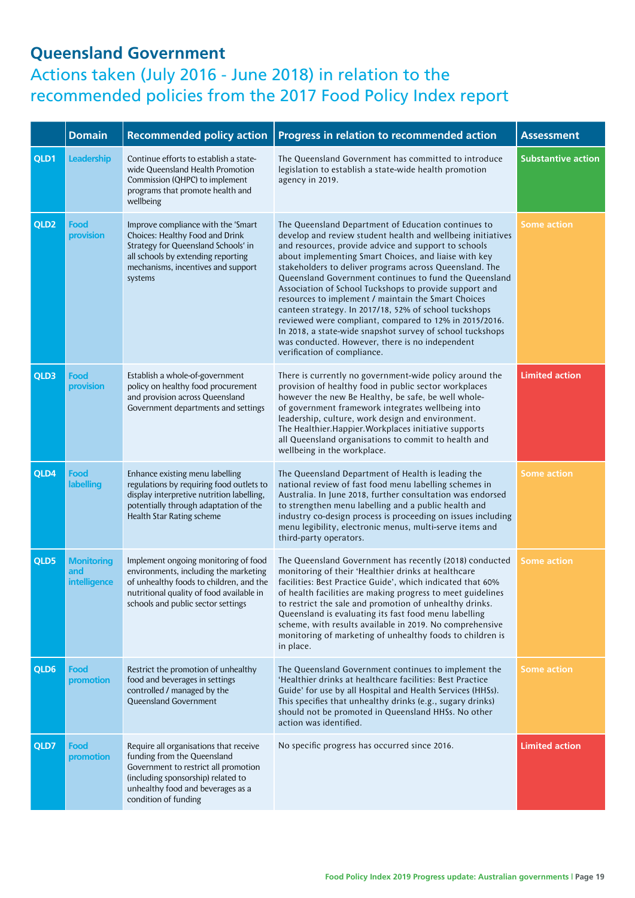# Queensland Government

## Actions taken (July 2016 - June 2018) in relation to the recommended policies from the 2017 Food Policy Index report

| | Domain | Recommended policy action | Progress in relation to recommended action | Assessment |
|---|---|---|---|---|
| QLD1 | Leadership | Continue efforts to establish a state-wide Queensland Health Promotion Commission (QHPC) to implement programs that promote health and wellbeing | The Queensland Government has committed to introduce legislation to establish a state-wide health promotion agency in 2019. | Substantive action |
| QLD2 | Food provision | Improve compliance with the 'Smart Choices: Healthy Food and Drink Strategy for Queensland Schools' in all schools by extending reporting mechanisms, incentives and support systems | The Queensland Department of Education continues to develop and review student health and wellbeing initiatives and resources, provide advice and support to schools about implementing Smart Choices, and liaise with key stakeholders to deliver programs across Queensland. The Queensland Government continues to fund the Queensland Association of School Tuckshops to provide support and resources to implement / maintain the Smart Choices canteen strategy. In 2017/18, 52% of school tuckshops reviewed were compliant, compared to 12% in 2015/2016. In 2018, a state-wide snapshot survey of school tuckshops was conducted. However, there is no independent verification of compliance. | Some action |
| QLD3 | Food provision | Establish a whole-of-government policy on healthy food procurement and provision across Queensland Government departments and settings | There is currently no government-wide policy around the provision of healthy food in public sector workplaces however the new Be Healthy, be safe, be well whole-of government framework integrates wellbeing into leadership, culture, work design and environment. The Healthier.Happier.Workplaces initiative supports all Queensland organisations to commit to health and wellbeing in the workplace. | Limited action |
| QLD4 | Food labelling | Enhance existing menu labelling regulations by requiring food outlets to display interpretive nutrition labelling, potentially through adaptation of the Health Star Rating scheme | The Queensland Department of Health is leading the national review of fast food menu labelling schemes in Australia. In June 2018, further consultation was endorsed to strengthen menu labelling and a public health and industry co-design process is proceeding on issues including menu legibility, electronic menus, multi-serve items and third-party operators. | Some action |
| QLD5 | Monitoring and intelligence | Implement ongoing monitoring of food environments, including the marketing of unhealthy foods to children, and the nutritional quality of food available in schools and public sector settings | The Queensland Government has recently (2018) conducted monitoring of their 'Healthier drinks at healthcare facilities: Best Practice Guide', which indicated that 60% of health facilities are making progress to meet guidelines to restrict the sale and promotion of unhealthy drinks. Queensland is evaluating its fast food menu labelling scheme, with results available in 2019. No comprehensive monitoring of marketing of unhealthy foods to children is in place. | Some action |
| QLD6 | Food promotion | Restrict the promotion of unhealthy food and beverages in settings controlled / managed by the Queensland Government | The Queensland Government continues to implement the 'Healthier drinks at healthcare facilities: Best Practice Guide' for use by all Hospital and Health Services (HHSs). This specifies that unhealthy drinks (e.g., sugary drinks) should not be promoted in Queensland HHSs. No other action was identified. | Some action |
| QLD7 | Food promotion | Require all organisations that receive funding from the Queensland Government to restrict all promotion (including sponsorship) related to unhealthy food and beverages as a condition of funding | No specific progress has occurred since 2016. | Limited action |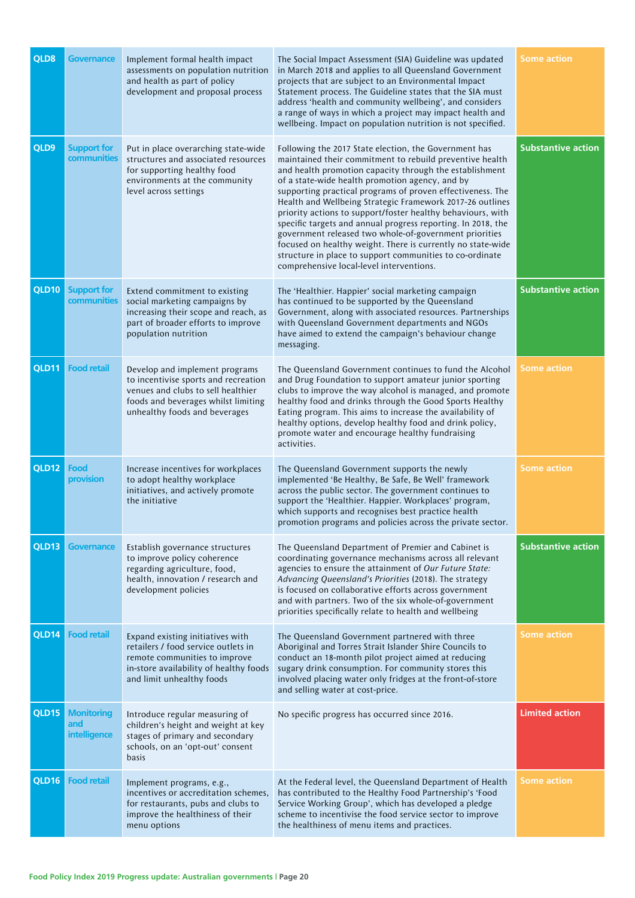| | | | | |
|---|---|---|---|---|
| QLD8 | Governance | Implement formal health impact assessments on population nutrition and health as part of policy development and proposal process | The Social Impact Assessment (SIA) Guideline was updated in March 2018 and applies to all Queensland Government projects that are subject to an Environmental Impact Statement process. The Guideline states that the SIA must address 'health and community wellbeing', and considers a range of ways in which a project may impact health and wellbeing. Impact on population nutrition is not specified. | Some action |
| QLD9 | Support for communities | Put in place overarching state-wide structures and associated resources for supporting healthy food environments at the community level across settings | Following the 2017 State election, the Government has maintained their commitment to rebuild preventive health and health promotion capacity through the establishment of a state-wide health promotion agency, and by supporting practical programs of proven effectiveness. The Health and Wellbeing Strategic Framework 2017-26 outlines priority actions to support/foster healthy behaviours, with specific targets and annual progress reporting. In 2018, the government released two whole-of-government priorities focused on healthy weight. There is currently no state-wide structure in place to support communities to co-ordinate comprehensive local-level interventions. | Substantive action |
| QLD10 | Support for communities | Extend commitment to existing social marketing campaigns by increasing their scope and reach, as part of broader efforts to improve population nutrition | The 'Healthier. Happier' social marketing campaign has continued to be supported by the Queensland Government, along with associated resources. Partnerships with Queensland Government departments and NGOs have aimed to extend the campaign's behaviour change messaging. | Substantive action |
| QLD11 | Food retail | Develop and implement programs to incentivise sports and recreation venues and clubs to sell healthier foods and beverages whilst limiting unhealthy foods and beverages | The Queensland Government continues to fund the Alcohol and Drug Foundation to support amateur junior sporting clubs to improve the way alcohol is managed, and promote healthy food and drinks through the Good Sports Healthy Eating program. This aims to increase the availability of healthy options, develop healthy food and drink policy, promote water and encourage healthy fundraising activities. | Some action |
| QLD12 | Food provision | Increase incentives for workplaces to adopt healthy workplace initiatives, and actively promote the initiative | The Queensland Government supports the newly implemented 'Be Healthy, Be Safe, Be Well' framework across the public sector. The government continues to support the 'Healthier. Happier. Workplaces' program, which supports and recognises best practice health promotion programs and policies across the private sector. | Some action |
| QLD13 | Governance | Establish governance structures to improve policy coherence regarding agriculture, food, health, innovation / research and development policies | The Queensland Department of Premier and Cabinet is coordinating governance mechanisms across all relevant agencies to ensure the attainment of *Our Future State: Advancing Queensland's Priorities* (2018). The strategy is focused on collaborative efforts across government and with partners. Two of the six whole-of-government priorities specifically relate to health and wellbeing | Substantive action |
| QLD14 | Food retail | Expand existing initiatives with retailers / food service outlets in remote communities to improve in-store availability of healthy foods and limit unhealthy foods | The Queensland Government partnered with three Aboriginal and Torres Strait Islander Shire Councils to conduct an 18-month pilot project aimed at reducing sugary drink consumption. For community stores this involved placing water only fridges at the front-of-store and selling water at cost-price. | Some action |
| QLD15 | Monitoring and intelligence | Introduce regular measuring of children's height and weight at key stages of primary and secondary schools, on an 'opt-out' consent basis | No specific progress has occurred since 2016. | Limited action |
| QLD16 | Food retail | Implement programs, e.g., incentives or accreditation schemes, for restaurants, pubs and clubs to improve the healthiness of their menu options | At the Federal level, the Queensland Department of Health has contributed to the Healthy Food Partnership's 'Food Service Working Group', which has developed a pledge scheme to incentivise the food service sector to improve the healthiness of menu items and practices. | Some action |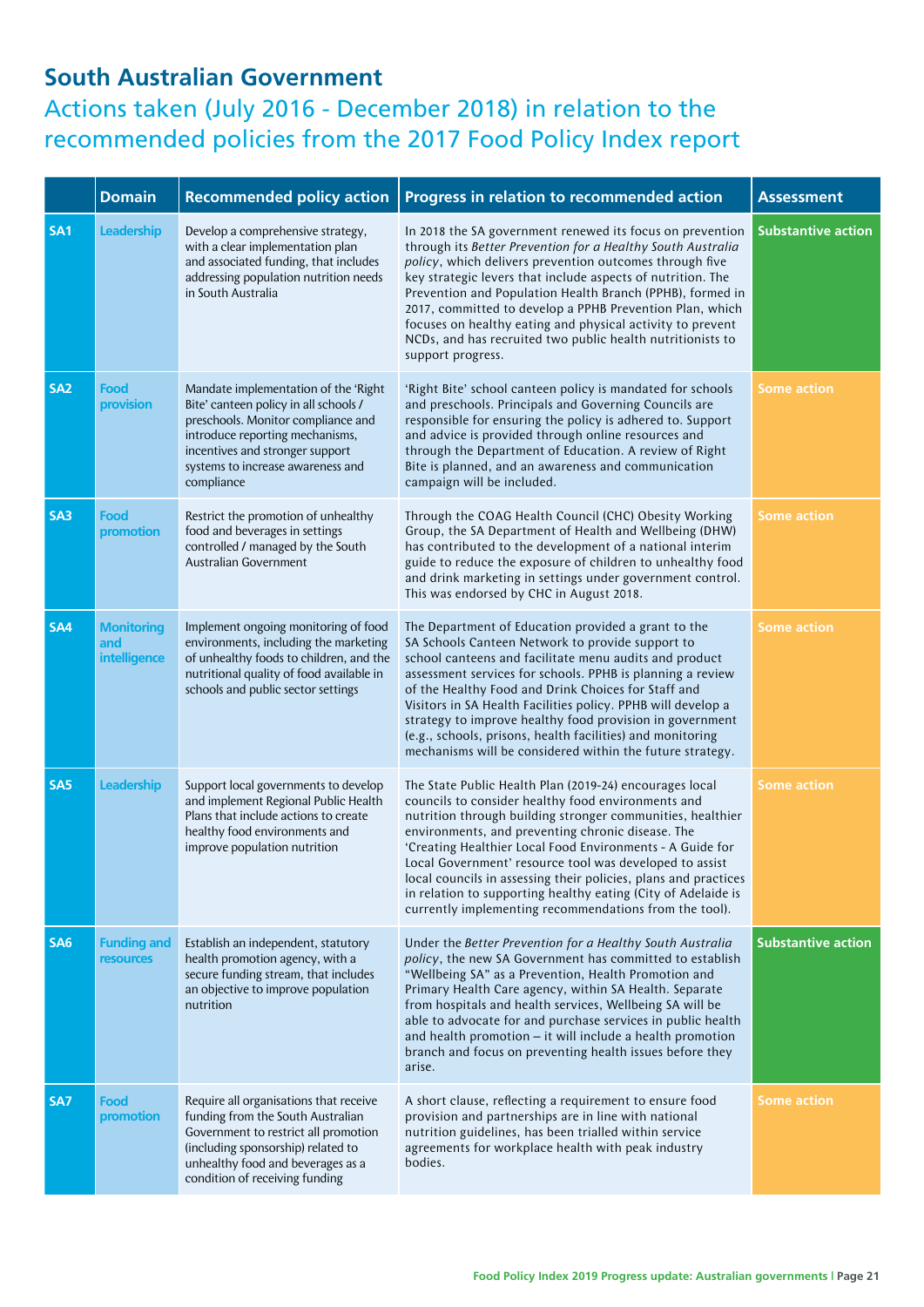# South Australian Government

## Actions taken (July 2016 - December 2018) in relation to the recommended policies from the 2017 Food Policy Index report

| | Domain | Recommended policy action | Progress in relation to recommended action | Assessment |
|---|---|---|---|---|
| SA1 | Leadership | Develop a comprehensive strategy, with a clear implementation plan and associated funding, that includes addressing population nutrition needs in South Australia | In 2018 the SA government renewed its focus on prevention through its *Better Prevention for a Healthy South Australia policy*, which delivers prevention outcomes through five key strategic levers that include aspects of nutrition. The Prevention and Population Health Branch (PPHB), formed in 2017, committed to develop a PPHB Prevention Plan, which focuses on healthy eating and physical activity to prevent NCDs, and has recruited two public health nutritionists to support progress. | Substantive action |
| SA2 | Food provision | Mandate implementation of the 'Right Bite' canteen policy in all schools / preschools. Monitor compliance and introduce reporting mechanisms, incentives and stronger support systems to increase awareness and compliance | 'Right Bite' school canteen policy is mandated for schools and preschools. Principals and Governing Councils are responsible for ensuring the policy is adhered to. Support and advice is provided through online resources and through the Department of Education. A review of Right Bite is planned, and an awareness and communication campaign will be included. | Some action |
| SA3 | Food promotion | Restrict the promotion of unhealthy food and beverages in settings controlled / managed by the South Australian Government | Through the COAG Health Council (CHC) Obesity Working Group, the SA Department of Health and Wellbeing (DHW) has contributed to the development of a national interim guide to reduce the exposure of children to unhealthy food and drink marketing in settings under government control. This was endorsed by CHC in August 2018. | Some action |
| SA4 | Monitoring and intelligence | Implement ongoing monitoring of food environments, including the marketing of unhealthy foods to children, and the nutritional quality of food available in schools and public sector settings | The Department of Education provided a grant to the SA Schools Canteen Network to provide support to school canteens and facilitate menu audits and product assessment services for schools. PPHB is planning a review of the Healthy Food and Drink Choices for Staff and Visitors in SA Health Facilities policy. PPHB will develop a strategy to improve healthy food provision in government (e.g., schools, prisons, health facilities) and monitoring mechanisms will be considered within the future strategy. | Some action |
| SA5 | Leadership | Support local governments to develop and implement Regional Public Health Plans that include actions to create healthy food environments and improve population nutrition | The State Public Health Plan (2019-24) encourages local councils to consider healthy food environments and nutrition through building stronger communities, healthier environments, and preventing chronic disease. The 'Creating Healthier Local Food Environments - A Guide for Local Government' resource tool was developed to assist local councils in assessing their policies, plans and practices in relation to supporting healthy eating (City of Adelaide is currently implementing recommendations from the tool). | Some action |
| SA6 | Funding and resources | Establish an independent, statutory health promotion agency, with a secure funding stream, that includes an objective to improve population nutrition | Under the *Better Prevention for a Healthy South Australia policy*, the new SA Government has committed to establish "Wellbeing SA" as a Prevention, Health Promotion and Primary Health Care agency, within SA Health. Separate from hospitals and health services, Wellbeing SA will be able to advocate for and purchase services in public health and health promotion – it will include a health promotion branch and focus on preventing health issues before they arise. | Substantive action |
| SA7 | Food promotion | Require all organisations that receive funding from the South Australian Government to restrict all promotion (including sponsorship) related to unhealthy food and beverages as a condition of receiving funding | A short clause, reflecting a requirement to ensure food provision and partnerships are in line with national nutrition guidelines, has been trialled within service agreements for workplace health with peak industry bodies. | Some action |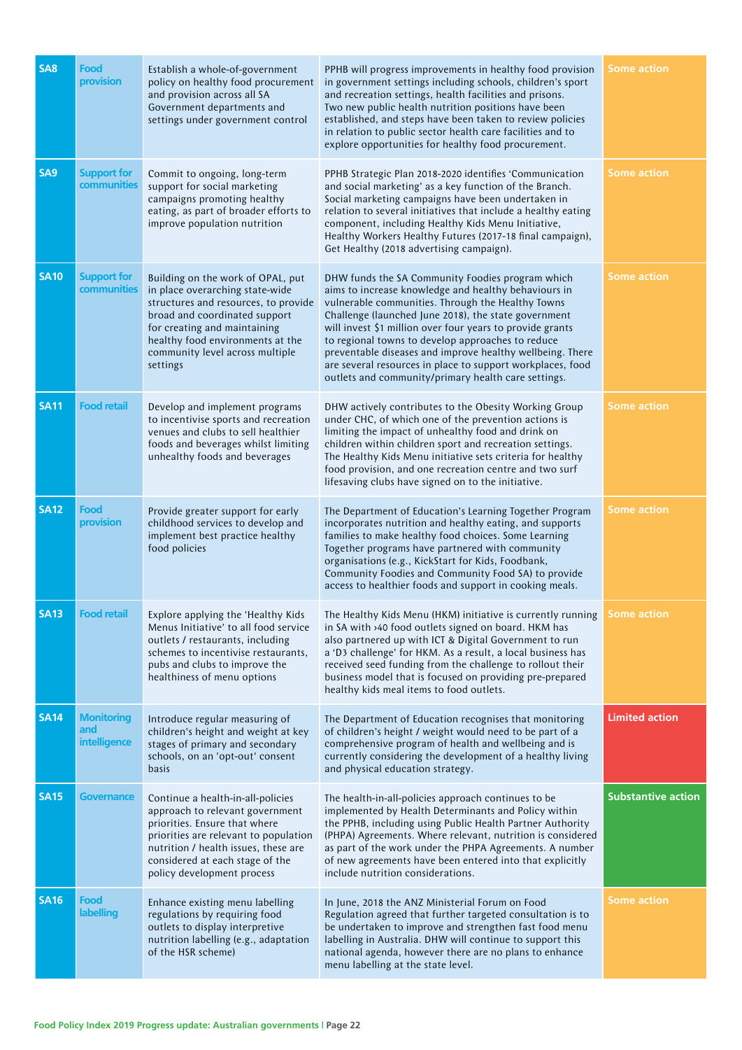| | | | | |
|---|---|---|---|---|
| SA8 | Food provision | Establish a whole-of-government policy on healthy food procurement and provision across all SA Government departments and settings under government control | PPHB will progress improvements in healthy food provision in government settings including schools, children's sport and recreation settings, health facilities and prisons. Two new public health nutrition positions have been established, and steps have been taken to review policies in relation to public sector health care facilities and to explore opportunities for healthy food procurement. | Some action |
| SA9 | Support for communities | Commit to ongoing, long-term support for social marketing campaigns promoting healthy eating, as part of broader efforts to improve population nutrition | PPHB Strategic Plan 2018-2020 identifies 'Communication and social marketing' as a key function of the Branch. Social marketing campaigns have been undertaken in relation to several initiatives that include a healthy eating component, including Healthy Kids Menu Initiative, Healthy Workers Healthy Futures (2017-18 final campaign), Get Healthy (2018 advertising campaign). | Some action |
| SA10 | Support for communities | Building on the work of OPAL, put in place overarching state-wide structures and resources, to provide broad and coordinated support for creating and maintaining healthy food environments at the community level across multiple settings | DHW funds the SA Community Foodies program which aims to increase knowledge and healthy behaviours in vulnerable communities. Through the Healthy Towns Challenge (launched June 2018), the state government will invest $1 million over four years to provide grants to regional towns to develop approaches to reduce preventable diseases and improve healthy wellbeing. There are several resources in place to support workplaces, food outlets and community/primary health care settings. | Some action |
| SA11 | Food retail | Develop and implement programs to incentivise sports and recreation venues and clubs to sell healthier foods and beverages whilst limiting unhealthy foods and beverages | DHW actively contributes to the Obesity Working Group under CHC, of which one of the prevention actions is limiting the impact of unhealthy food and drink on children within children sport and recreation settings. The Healthy Kids Menu initiative sets criteria for healthy food provision, and one recreation centre and two surf lifesaving clubs have signed on to the initiative. | Some action |
| SA12 | Food provision | Provide greater support for early childhood services to develop and implement best practice healthy food policies | The Department of Education's Learning Together Program incorporates nutrition and healthy eating, and supports families to make healthy food choices. Some Learning Together programs have partnered with community organisations (e.g., KickStart for Kids, Foodbank, Community Foodies and Community Food SA) to provide access to healthier foods and support in cooking meals. | Some action |
| SA13 | Food retail | Explore applying the 'Healthy Kids Menus Initiative' to all food service outlets / restaurants, including schemes to incentivise restaurants, pubs and clubs to improve the healthiness of menu options | The Healthy Kids Menu (HKM) initiative is currently running in SA with >40 food outlets signed on board. HKM has also partnered up with ICT & Digital Government to run a 'D3 challenge' for HKM. As a result, a local business has received seed funding from the challenge to rollout their business model that is focused on providing pre-prepared healthy kids meal items to food outlets. | Some action |
| SA14 | Monitoring and intelligence | Introduce regular measuring of children's height and weight at key stages of primary and secondary schools, on an 'opt-out' consent basis | The Department of Education recognises that monitoring of children's height / weight would need to be part of a comprehensive program of health and wellbeing and is currently considering the development of a healthy living and physical education strategy. | Limited action |
| SA15 | Governance | Continue a health-in-all-policies approach to relevant government priorities. Ensure that where priorities are relevant to population nutrition / health issues, these are considered at each stage of the policy development process | The health-in-all-policies approach continues to be implemented by Health Determinants and Policy within the PPHB, including using Public Health Partner Authority (PHPA) Agreements. Where relevant, nutrition is considered as part of the work under the PHPA Agreements. A number of new agreements have been entered into that explicitly include nutrition considerations. | Substantive action |
| SA16 | Food labelling | Enhance existing menu labelling regulations by requiring food outlets to display interpretive nutrition labelling (e.g., adaptation of the HSR scheme) | In June, 2018 the ANZ Ministerial Forum on Food Regulation agreed that further targeted consultation is to be undertaken to improve and strengthen fast food menu labelling in Australia. DHW will continue to support this national agenda, however there are no plans to enhance menu labelling at the state level. | Some action |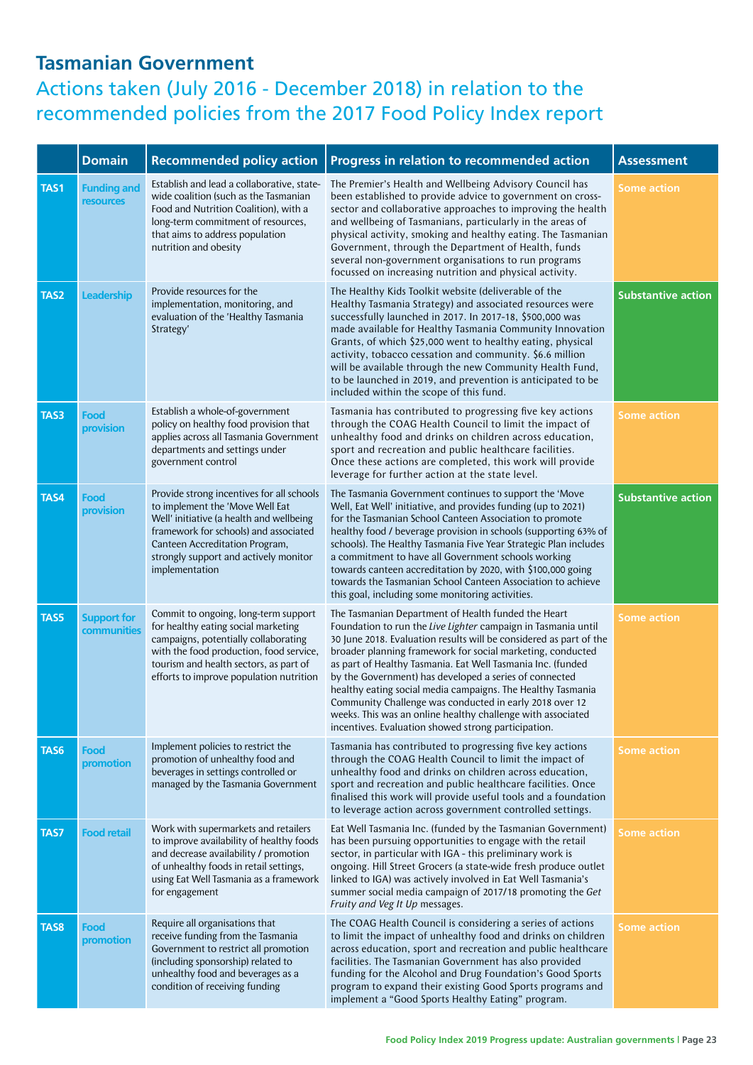## Tasmanian Government

### Actions taken (July 2016 - December 2018) in relation to the recommended policies from the 2017 Food Policy Index report

| | Domain | Recommended policy action | Progress in relation to recommended action | Assessment |
|---|---|---|---|---|
| TAS1 | Funding and resources | Establish and lead a collaborative, state-wide coalition (such as the Tasmanian Food and Nutrition Coalition), with a long-term commitment of resources, that aims to address population nutrition and obesity | The Premier's Health and Wellbeing Advisory Council has been established to provide advice to government on cross-sector and collaborative approaches to improving the health and wellbeing of Tasmanians, particularly in the areas of physical activity, smoking and healthy eating. The Tasmanian Government, through the Department of Health, funds several non-government organisations to run programs focussed on increasing nutrition and physical activity. | Some action |
| TAS2 | Leadership | Provide resources for the implementation, monitoring, and evaluation of the 'Healthy Tasmania Strategy' | The Healthy Kids Toolkit website (deliverable of the Healthy Tasmania Strategy) and associated resources were successfully launched in 2017. In 2017-18, $500,000 was made available for Healthy Tasmania Community Innovation Grants, of which $25,000 went to healthy eating, physical activity, tobacco cessation and community. $6.6 million will be available through the new Community Health Fund, to be launched in 2019, and prevention is anticipated to be included within the scope of this fund. | Substantive action |
| TAS3 | Food provision | Establish a whole-of-government policy on healthy food provision that applies across all Tasmania Government departments and settings under government control | Tasmania has contributed to progressing five key actions through the COAG Health Council to limit the impact of unhealthy food and drinks on children across education, sport and recreation and public healthcare facilities. Once these actions are completed, this work will provide leverage for further action at the state level. | Some action |
| TAS4 | Food provision | Provide strong incentives for all schools to implement the 'Move Well Eat Well' initiative (a health and wellbeing framework for schools) and associated Canteen Accreditation Program, strongly support and actively monitor implementation | The Tasmania Government continues to support the 'Move Well, Eat Well' initiative, and provides funding (up to 2021) for the Tasmanian School Canteen Association to promote healthy food / beverage provision in schools (supporting 63% of schools). The Healthy Tasmania Five Year Strategic Plan includes a commitment to have all Government schools working towards canteen accreditation by 2020, with $100,000 going towards the Tasmanian School Canteen Association to achieve this goal, including some monitoring activities. | Substantive action |
| TAS5 | Support for communities | Commit to ongoing, long-term support for healthy eating social marketing campaigns, potentially collaborating with the food production, food service, tourism and health sectors, as part of efforts to improve population nutrition | The Tasmanian Department of Health funded the Heart Foundation to run the *Live Lighter* campaign in Tasmania until 30 June 2018. Evaluation results will be considered as part of the broader planning framework for social marketing, conducted as part of Healthy Tasmania. Eat Well Tasmania Inc. (funded by the Government) has developed a series of connected healthy eating social media campaigns. The Healthy Tasmania Community Challenge was conducted in early 2018 over 12 weeks. This was an online healthy challenge with associated incentives. Evaluation showed strong participation. | Some action |
| TAS6 | Food promotion | Implement policies to restrict the promotion of unhealthy food and beverages in settings controlled or managed by the Tasmania Government | Tasmania has contributed to progressing five key actions through the COAG Health Council to limit the impact of unhealthy food and drinks on children across education, sport and recreation and public healthcare facilities. Once finalised this work will provide useful tools and a foundation to leverage action across government controlled settings. | Some action |
| TAS7 | Food retail | Work with supermarkets and retailers to improve availability of healthy foods and decrease availability / promotion of unhealthy foods in retail settings, using Eat Well Tasmania as a framework for engagement | Eat Well Tasmania Inc. (funded by the Tasmanian Government) has been pursuing opportunities to engage with the retail sector, in particular with IGA - this preliminary work is ongoing. Hill Street Grocers (a state-wide fresh produce outlet linked to IGA) was actively involved in Eat Well Tasmania's summer social media campaign of 2017/18 promoting the *Get Fruity and Veg It Up* messages. | Some action |
| TAS8 | Food promotion | Require all organisations that receive funding from the Tasmania Government to restrict all promotion (including sponsorship) related to unhealthy food and beverages as a condition of receiving funding | The COAG Health Council is considering a series of actions to limit the impact of unhealthy food and drinks on children across education, sport and recreation and public healthcare facilities. The Tasmanian Government has also provided funding for the Alcohol and Drug Foundation's Good Sports program to expand their existing Good Sports programs and implement a "Good Sports Healthy Eating" program. | Some action |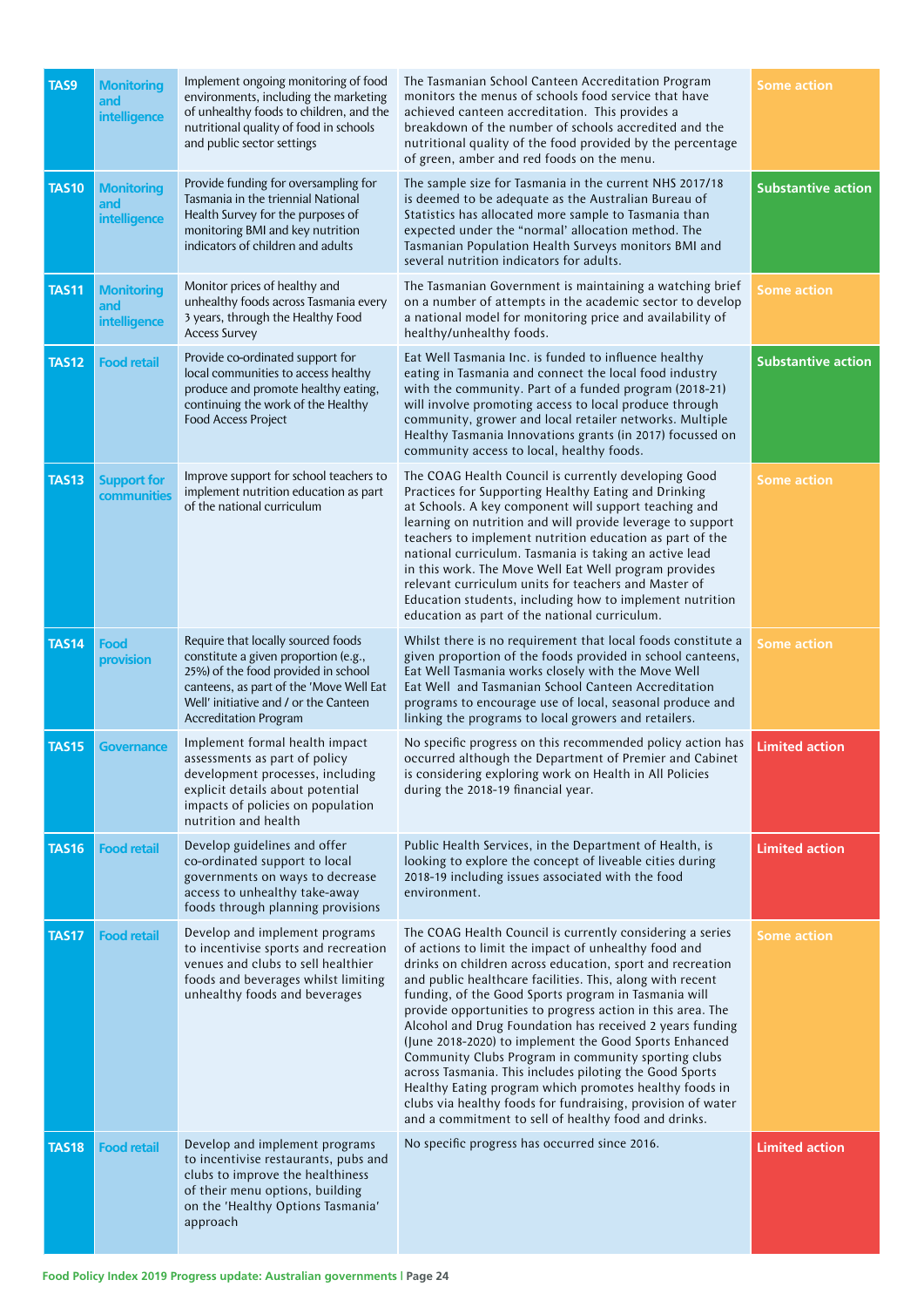| | | | | |
|---|---|---|---|---|
| TAS9 | Monitoring and intelligence | Implement ongoing monitoring of food environments, including the marketing of unhealthy foods to children, and the nutritional quality of food in schools and public sector settings | The Tasmanian School Canteen Accreditation Program monitors the menus of schools food service that have achieved canteen accreditation. This provides a breakdown of the number of schools accredited and the nutritional quality of the food provided by the percentage of green, amber and red foods on the menu. | Some action |
| TAS10 | Monitoring and intelligence | Provide funding for oversampling for Tasmania in the triennial National Health Survey for the purposes of monitoring BMI and key nutrition indicators of children and adults | The sample size for Tasmania in the current NHS 2017/18 is deemed to be adequate as the Australian Bureau of Statistics has allocated more sample to Tasmania than expected under the "normal' allocation method. The Tasmanian Population Health Surveys monitors BMI and several nutrition indicators for adults. | Substantive action |
| TAS11 | Monitoring and intelligence | Monitor prices of healthy and unhealthy foods across Tasmania every 3 years, through the Healthy Food Access Survey | The Tasmanian Government is maintaining a watching brief on a number of attempts in the academic sector to develop a national model for monitoring price and availability of healthy/unhealthy foods. | Some action |
| TAS12 | Food retail | Provide co-ordinated support for local communities to access healthy produce and promote healthy eating, continuing the work of the Healthy Food Access Project | Eat Well Tasmania Inc. is funded to influence healthy eating in Tasmania and connect the local food industry with the community. Part of a funded program (2018-21) will involve promoting access to local produce through community, grower and local retailer networks. Multiple Healthy Tasmania Innovations grants (in 2017) focussed on community access to local, healthy foods. | Substantive action |
| TAS13 | Support for communities | Improve support for school teachers to implement nutrition education as part of the national curriculum | The COAG Health Council is currently developing Good Practices for Supporting Healthy Eating and Drinking at Schools. A key component will support teaching and learning on nutrition and will provide leverage to support teachers to implement nutrition education as part of the national curriculum. Tasmania is taking an active lead in this work. The Move Well Eat Well program provides relevant curriculum units for teachers and Master of Education students, including how to implement nutrition education as part of the national curriculum. | Some action |
| TAS14 | Food provision | Require that locally sourced foods constitute a given proportion (e.g., 25%) of the food provided in school canteens, as part of the 'Move Well Eat Well' initiative and / or the Canteen Accreditation Program | Whilst there is no requirement that local foods constitute a given proportion of the foods provided in school canteens, Eat Well Tasmania works closely with the Move Well Eat Well and Tasmanian School Canteen Accreditation programs to encourage use of local, seasonal produce and linking the programs to local growers and retailers. | Some action |
| TAS15 | Governance | Implement formal health impact assessments as part of policy development processes, including explicit details about potential impacts of policies on population nutrition and health | No specific progress on this recommended policy action has occurred although the Department of Premier and Cabinet is considering exploring work on Health in All Policies during the 2018-19 financial year. | Limited action |
| TAS16 | Food retail | Develop guidelines and offer co-ordinated support to local governments on ways to decrease access to unhealthy take-away foods through planning provisions | Public Health Services, in the Department of Health, is looking to explore the concept of liveable cities during 2018-19 including issues associated with the food environment. | Limited action |
| TAS17 | Food retail | Develop and implement programs to incentivise sports and recreation venues and clubs to sell healthier foods and beverages whilst limiting unhealthy foods and beverages | The COAG Health Council is currently considering a series of actions to limit the impact of unhealthy food and drinks on children across education, sport and recreation and public healthcare facilities. This, along with recent funding, of the Good Sports program in Tasmania will provide opportunities to progress action in this area. The Alcohol and Drug Foundation has received 2 years funding (June 2018-2020) to implement the Good Sports Enhanced Community Clubs Program in community sporting clubs across Tasmania. This includes piloting the Good Sports Healthy Eating program which promotes healthy foods in clubs via healthy foods for fundraising, provision of water and a commitment to sell of healthy food and drinks. | Some action |
| TAS18 | Food retail | Develop and implement programs to incentivise restaurants, pubs and clubs to improve the healthiness of their menu options, building on the 'Healthy Options Tasmania' approach | No specific progress has occurred since 2016. | Limited action |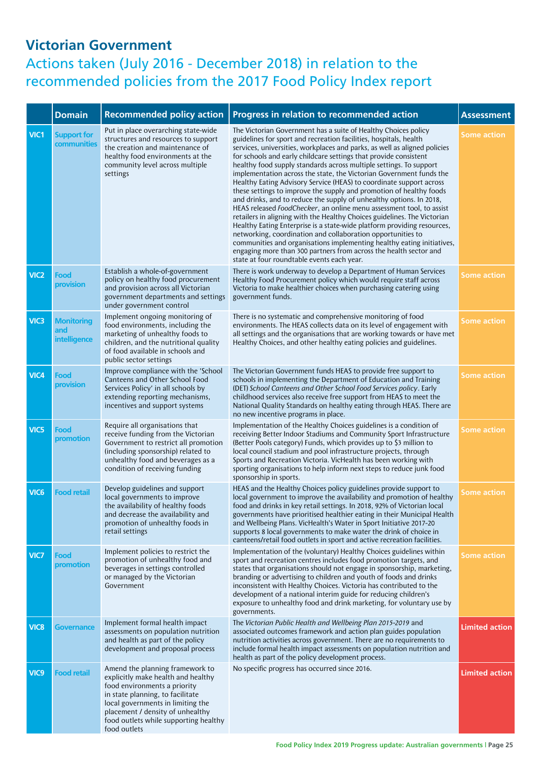# Victorian Government

## Actions taken (July 2016 - December 2018) in relation to the recommended policies from the 2017 Food Policy Index report

| | Domain | Recommended policy action | Progress in relation to recommended action | Assessment |
|---|---|---|---|---|
| VIC1 | Support for communities | Put in place overarching state-wide structures and resources to support the creation and maintenance of healthy food environments at the community level across multiple settings | The Victorian Government has a suite of Healthy Choices policy guidelines for sport and recreation facilities, hospitals, health services, universities, workplaces and parks, as well as aligned policies for schools and early childcare settings that provide consistent healthy food supply standards across multiple settings. To support implementation across the state, the Victorian Government funds the Healthy Eating Advisory Service (HEAS) to coordinate support across these settings to improve the supply and promotion of healthy foods and drinks, and to reduce the supply of unhealthy options. In 2018, HEAS released *FoodChecker*, an online menu assessment tool, to assist retailers in aligning with the Healthy Choices guidelines. The Victorian Healthy Eating Enterprise is a state-wide platform providing resources, networking, coordination and collaboration opportunities to communities and organisations implementing healthy eating initiatives, engaging more than 300 partners from across the health sector and state at four roundtable events each year. | Some action |
| VIC2 | Food provision | Establish a whole-of-government policy on healthy food procurement and provision across all Victorian government departments and settings under government control | There is work underway to develop a Department of Human Services Healthy Food Procurement policy which would require staff across Victoria to make healthier choices when purchasing catering using government funds. | Some action |
| VIC3 | Monitoring and intelligence | Implement ongoing monitoring of food environments, including the marketing of unhealthy foods to children, and the nutritional quality of food available in schools and public sector settings | There is no systematic and comprehensive monitoring of food environments. The HEAS collects data on its level of engagement with all settings and the organisations that are working towards or have met Healthy Choices, and other healthy eating policies and guidelines. | Some action |
| VIC4 | Food provision | Improve compliance with the 'School Canteens and Other School Food Services Policy' in all schools by extending reporting mechanisms, incentives and support systems | The Victorian Government funds HEAS to provide free support to schools in implementing the Department of Education and Training (DET) *School Canteens and Other School Food Services policy*. Early childhood services also receive free support from HEAS to meet the National Quality Standards on healthy eating through HEAS. There are no new incentive programs in place. | Some action |
| VIC5 | Food promotion | Require all organisations that receive funding from the Victorian Government to restrict all promotion (including sponsorship) related to unhealthy food and beverages as a condition of receiving funding | Implementation of the Healthy Choices guidelines is a condition of receiving Better Indoor Stadiums and Community Sport Infrastructure (Better Pools category) Funds, which provides up to $3 million to local council stadium and pool infrastructure projects, through Sports and Recreation Victoria. VicHealth has been working with sporting organisations to help inform next steps to reduce junk food sponsorship in sports. | Some action |
| VIC6 | Food retail | Develop guidelines and support local governments to improve the availability of healthy foods and decrease the availability and promotion of unhealthy foods in retail settings | HEAS and the Healthy Choices policy guidelines provide support to local government to improve the availability and promotion of healthy food and drinks in key retail settings. In 2018, 92% of Victorian local governments have prioritised healthier eating in their Municipal Health and Wellbeing Plans. VicHealth's Water in Sport Initiative 2017-20 supports 8 local governments to make water the drink of choice in canteens/retail food outlets in sport and active recreation facilities. | Some action |
| VIC7 | Food promotion | Implement policies to restrict the promotion of unhealthy food and beverages in settings controlled or managed by the Victorian Government | Implementation of the (voluntary) Healthy Choices guidelines within sport and recreation centres includes food promotion targets, and states that organisations should not engage in sponsorship, marketing, branding or advertising to children and youth of foods and drinks inconsistent with Healthy Choices. Victoria has contributed to the development of a national interim guide for reducing children's exposure to unhealthy food and drink marketing, for voluntary use by governments. | Some action |
| VIC8 | Governance | Implement formal health impact assessments on population nutrition and health as part of the policy development and proposal process | The *Victorian Public Health and Wellbeing Plan 2015-2019* and associated outcomes framework and action plan guides population nutrition activities across government. There are no requirements to include formal health impact assessments on population nutrition and health as part of the policy development process. | Limited action |
| VIC9 | Food retail | Amend the planning framework to explicitly make health and healthy food environments a priority in state planning, to facilitate local governments in limiting the placement / density of unhealthy food outlets while supporting healthy food outlets | No specific progress has occurred since 2016. | Limited action |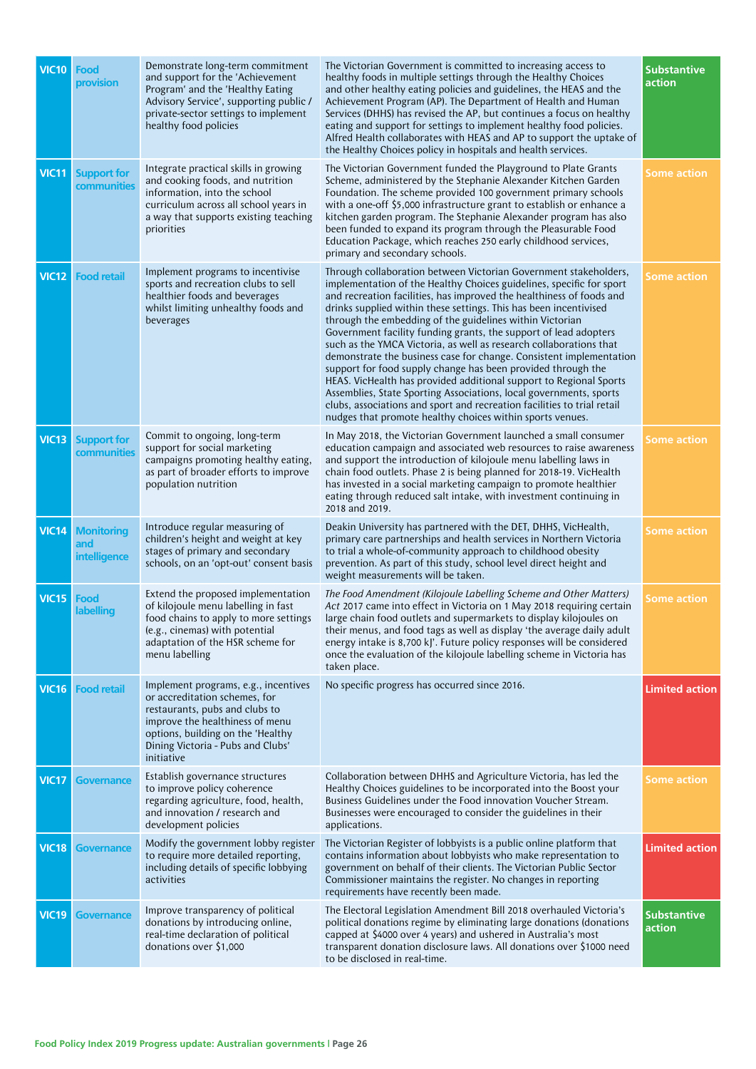| | | | | |
|---|---|---|---|---|
| VIC10 | Food provision | Demonstrate long-term commitment and support for the 'Achievement Program' and the 'Healthy Eating Advisory Service', supporting public / private-sector settings to implement healthy food policies | The Victorian Government is committed to increasing access to healthy foods in multiple settings through the Healthy Choices and other healthy eating policies and guidelines, the HEAS and the Achievement Program (AP). The Department of Health and Human Services (DHHS) has revised the AP, but continues a focus on healthy eating and support for settings to implement healthy food policies. Alfred Health collaborates with HEAS and AP to support the uptake of the Healthy Choices policy in hospitals and health services. | Substantive action |
| VIC11 | Support for communities | Integrate practical skills in growing and cooking foods, and nutrition information, into the school curriculum across all school years in a way that supports existing teaching priorities | The Victorian Government funded the Playground to Plate Grants Scheme, administered by the Stephanie Alexander Kitchen Garden Foundation. The scheme provided 100 government primary schools with a one-off $5,000 infrastructure grant to establish or enhance a kitchen garden program. The Stephanie Alexander program has also been funded to expand its program through the Pleasurable Food Education Package, which reaches 250 early childhood services, primary and secondary schools. | Some action |
| VIC12 | Food retail | Implement programs to incentivise sports and recreation clubs to sell healthier foods and beverages whilst limiting unhealthy foods and beverages | Through collaboration between Victorian Government stakeholders, implementation of the Healthy Choices guidelines, specific for sport and recreation facilities, has improved the healthiness of foods and drinks supplied within these settings. This has been incentivised through the embedding of the guidelines within Victorian Government facility funding grants, the support of lead adopters such as the YMCA Victoria, as well as research collaborations that demonstrate the business case for change. Consistent implementation support for food supply change has been provided through the HEAS. VicHealth has provided additional support to Regional Sports Assemblies, State Sporting Associations, local governments, sports clubs, associations and sport and recreation facilities to trial retail nudges that promote healthy choices within sports venues. | Some action |
| VIC13 | Support for communities | Commit to ongoing, long-term support for social marketing campaigns promoting healthy eating, as part of broader efforts to improve population nutrition | In May 2018, the Victorian Government launched a small consumer education campaign and associated web resources to raise awareness and support the introduction of kilojoule menu labelling laws in chain food outlets. Phase 2 is being planned for 2018-19. VicHealth has invested in a social marketing campaign to promote healthier eating through reduced salt intake, with investment continuing in 2018 and 2019. | Some action |
| VIC14 | Monitoring and intelligence | Introduce regular measuring of children's height and weight at key stages of primary and secondary schools, on an 'opt-out' consent basis | Deakin University has partnered with the DET, DHHS, VicHealth, primary care partnerships and health services in Northern Victoria to trial a whole-of-community approach to childhood obesity prevention. As part of this study, school level direct height and weight measurements will be taken. | Some action |
| VIC15 | Food labelling | Extend the proposed implementation of kilojoule menu labelling in fast food chains to apply to more settings (e.g., cinemas) with potential adaptation of the HSR scheme for menu labelling | *The Food Amendment (Kilojoule Labelling Scheme and Other Matters) Act* 2017 came into effect in Victoria on 1 May 2018 requiring certain large chain food outlets and supermarkets to display kilojoules on their menus, and food tags as well as display 'the average daily adult energy intake is 8,700 kJ'. Future policy responses will be considered once the evaluation of the kilojoule labelling scheme in Victoria has taken place. | Some action |
| VIC16 | Food retail | Implement programs, e.g., incentives or accreditation schemes, for restaurants, pubs and clubs to improve the healthiness of menu options, building on the 'Healthy Dining Victoria - Pubs and Clubs' initiative | No specific progress has occurred since 2016. | Limited action |
| VIC17 | Governance | Establish governance structures to improve policy coherence regarding agriculture, food, health, and innovation / research and development policies | Collaboration between DHHS and Agriculture Victoria, has led the Healthy Choices guidelines to be incorporated into the Boost your Business Guidelines under the Food innovation Voucher Stream. Businesses were encouraged to consider the guidelines in their applications. | Some action |
| VIC18 | Governance | Modify the government lobby register to require more detailed reporting, including details of specific lobbying activities | The Victorian Register of lobbyists is a public online platform that contains information about lobbyists who make representation to government on behalf of their clients. The Victorian Public Sector Commissioner maintains the register. No changes in reporting requirements have recently been made. | Limited action |
| VIC19 | Governance | Improve transparency of political donations by introducing online, real-time declaration of political donations over $1,000 | The Electoral Legislation Amendment Bill 2018 overhauled Victoria's political donations regime by eliminating large donations (donations capped at $4000 over 4 years) and ushered in Australia's most transparent donation disclosure laws. All donations over $1000 need to be disclosed in real-time. | Substantive action |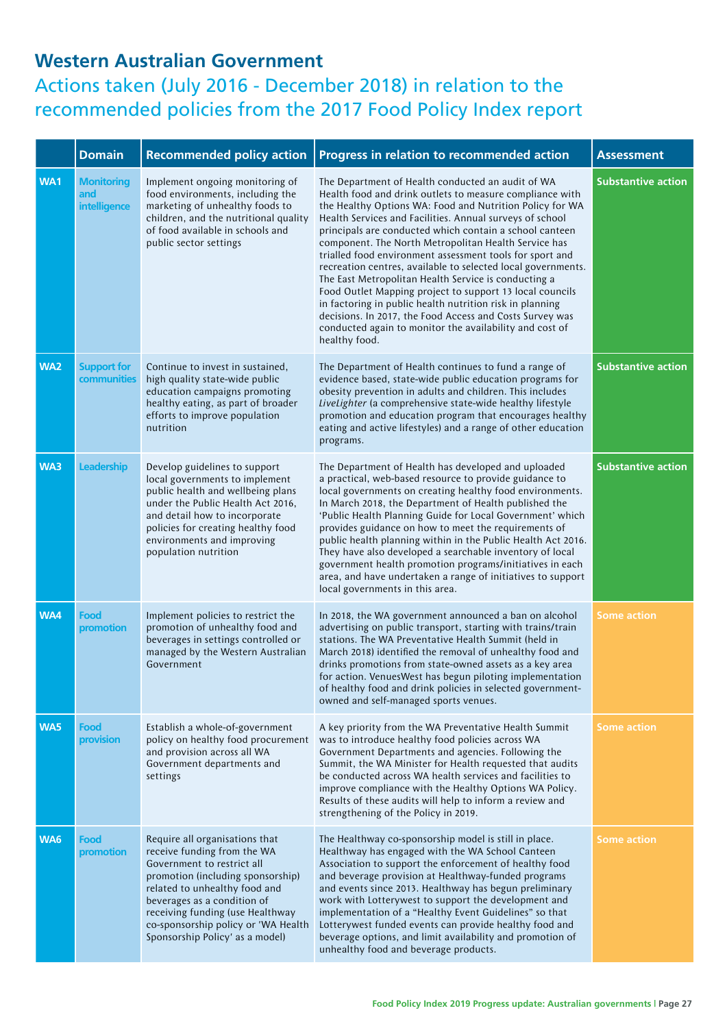# Western Australian Government

## Actions taken (July 2016 - December 2018) in relation to the recommended policies from the 2017 Food Policy Index report

| | Domain | Recommended policy action | Progress in relation to recommended action | Assessment |
|---|---|---|---|---|
| WA1 | Monitoring and intelligence | Implement ongoing monitoring of food environments, including the marketing of unhealthy foods to children, and the nutritional quality of food available in schools and public sector settings | The Department of Health conducted an audit of WA Health food and drink outlets to measure compliance with the Healthy Options WA: Food and Nutrition Policy for WA Health Services and Facilities. Annual surveys of school principals are conducted which contain a school canteen component. The North Metropolitan Health Service has trialled food environment assessment tools for sport and recreation centres, available to selected local governments. The East Metropolitan Health Service is conducting a Food Outlet Mapping project to support 13 local councils in factoring in public health nutrition risk in planning decisions. In 2017, the Food Access and Costs Survey was conducted again to monitor the availability and cost of healthy food. | Substantive action |
| WA2 | Support for communities | Continue to invest in sustained, high quality state-wide public education campaigns promoting healthy eating, as part of broader efforts to improve population nutrition | The Department of Health continues to fund a range of evidence based, state-wide public education programs for obesity prevention in adults and children. This includes *LiveLighter* (a comprehensive state-wide healthy lifestyle promotion and education program that encourages healthy eating and active lifestyles) and a range of other education programs. | Substantive action |
| WA3 | Leadership | Develop guidelines to support local governments to implement public health and wellbeing plans under the Public Health Act 2016, and detail how to incorporate policies for creating healthy food environments and improving population nutrition | The Department of Health has developed and uploaded a practical, web-based resource to provide guidance to local governments on creating healthy food environments. In March 2018, the Department of Health published the 'Public Health Planning Guide for Local Government' which provides guidance on how to meet the requirements of public health planning within in the Public Health Act 2016. They have also developed a searchable inventory of local government health promotion programs/initiatives in each area, and have undertaken a range of initiatives to support local governments in this area. | Substantive action |
| WA4 | Food promotion | Implement policies to restrict the promotion of unhealthy food and beverages in settings controlled or managed by the Western Australian Government | In 2018, the WA government announced a ban on alcohol advertising on public transport, starting with trains/train stations. The WA Preventative Health Summit (held in March 2018) identified the removal of unhealthy food and drinks promotions from state-owned assets as a key area for action. VenuesWest has begun piloting implementation of healthy food and drink policies in selected government-owned and self-managed sports venues. | Some action |
| WA5 | Food provision | Establish a whole-of-government policy on healthy food procurement and provision across all WA Government departments and settings | A key priority from the WA Preventative Health Summit was to introduce healthy food policies across WA Government Departments and agencies. Following the Summit, the WA Minister for Health requested that audits be conducted across WA health services and facilities to improve compliance with the Healthy Options WA Policy. Results of these audits will help to inform a review and strengthening of the Policy in 2019. | Some action |
| WA6 | Food promotion | Require all organisations that receive funding from the WA Government to restrict all promotion (including sponsorship) related to unhealthy food and beverages as a condition of receiving funding (use Healthway co-sponsorship policy or 'WA Health Sponsorship Policy' as a model) | The Healthway co-sponsorship model is still in place. Healthway has engaged with the WA School Canteen Association to support the enforcement of healthy food and beverage provision at Healthway-funded programs and events since 2013. Healthway has begun preliminary work with Lotterywest to support the development and implementation of a "Healthy Event Guidelines" so that Lotterywest funded events can provide healthy food and beverage options, and limit availability and promotion of unhealthy food and beverage products. | Some action |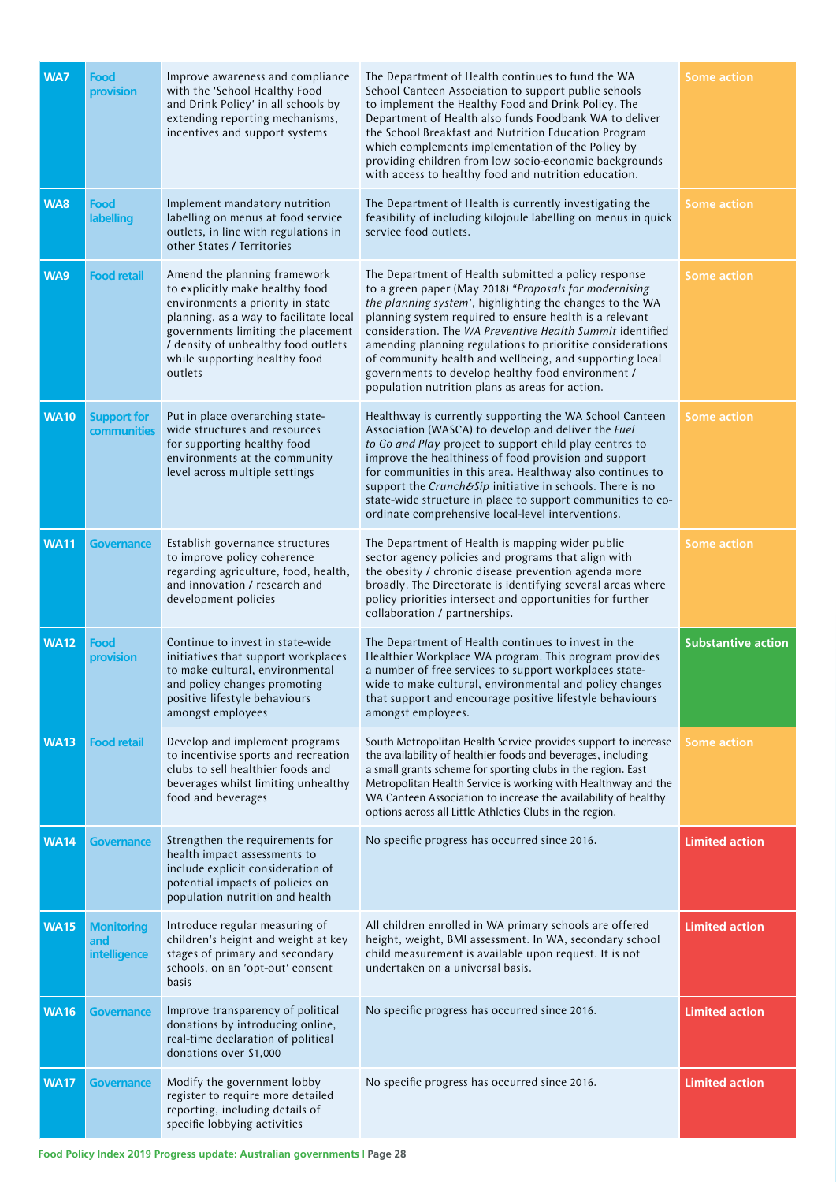| | | | | |
|---|---|---|---|---|
| **WA7** | **Food provision** | Improve awareness and compliance with the 'School Healthy Food and Drink Policy' in all schools by extending reporting mechanisms, incentives and support systems | The Department of Health continues to fund the WA School Canteen Association to support public schools to implement the Healthy Food and Drink Policy. The Department of Health also funds Foodbank WA to deliver the School Breakfast and Nutrition Education Program which complements implementation of the Policy by providing children from low socio-economic backgrounds with access to healthy food and nutrition education. | **Some action** |
| **WA8** | **Food labelling** | Implement mandatory nutrition labelling on menus at food service outlets, in line with regulations in other States / Territories | The Department of Health is currently investigating the feasibility of including kilojoule labelling on menus in quick service food outlets. | **Some action** |
| **WA9** | **Food retail** | Amend the planning framework to explicitly make healthy food environments a priority in state planning, as a way to facilitate local governments limiting the placement / density of unhealthy food outlets while supporting healthy food outlets | The Department of Health submitted a policy response to a green paper (May 2018) *"Proposals for modernising the planning system'*, highlighting the changes to the WA planning system required to ensure health is a relevant consideration. The *WA Preventive Health Summit* identified amending planning regulations to prioritise considerations of community health and wellbeing, and supporting local governments to develop healthy food environment / population nutrition plans as areas for action. | **Some action** |
| **WA10** | **Support for communities** | Put in place overarching state-wide structures and resources for supporting healthy food environments at the community level across multiple settings | Healthway is currently supporting the WA School Canteen Association (WASCA) to develop and deliver the *Fuel to Go and Play* project to support child play centres to improve the healthiness of food provision and support for communities in this area. Healthway also continues to support the *Crunch&Sip* initiative in schools. There is no state-wide structure in place to support communities to co-ordinate comprehensive local-level interventions. | **Some action** |
| **WA11** | **Governance** | Establish governance structures to improve policy coherence regarding agriculture, food, health, and innovation / research and development policies | The Department of Health is mapping wider public sector agency policies and programs that align with the obesity / chronic disease prevention agenda more broadly. The Directorate is identifying several areas where policy priorities intersect and opportunities for further collaboration / partnerships. | **Some action** |
| **WA12** | **Food provision** | Continue to invest in state-wide initiatives that support workplaces to make cultural, environmental and policy changes promoting positive lifestyle behaviours amongst employees | The Department of Health continues to invest in the Healthier Workplace WA program. This program provides a number of free services to support workplaces state-wide to make cultural, environmental and policy changes that support and encourage positive lifestyle behaviours amongst employees. | **Substantive action** |
| **WA13** | **Food retail** | Develop and implement programs to incentivise sports and recreation clubs to sell healthier foods and beverages whilst limiting unhealthy food and beverages | South Metropolitan Health Service provides support to increase the availability of healthier foods and beverages, including a small grants scheme for sporting clubs in the region. East Metropolitan Health Service is working with Healthway and the WA Canteen Association to increase the availability of healthy options across all Little Athletics Clubs in the region. | **Some action** |
| **WA14** | **Governance** | Strengthen the requirements for health impact assessments to include explicit consideration of potential impacts of policies on population nutrition and health | No specific progress has occurred since 2016. | **Limited action** |
| **WA15** | **Monitoring and intelligence** | Introduce regular measuring of children's height and weight at key stages of primary and secondary schools, on an 'opt-out' consent basis | All children enrolled in WA primary schools are offered height, weight, BMI assessment. In WA, secondary school child measurement is available upon request. It is not undertaken on a universal basis. | **Limited action** |
| **WA16** | **Governance** | Improve transparency of political donations by introducing online, real-time declaration of political donations over $1,000 | No specific progress has occurred since 2016. | **Limited action** |
| **WA17** | **Governance** | Modify the government lobby register to require more detailed reporting, including details of specific lobbying activities | No specific progress has occurred since 2016. | **Limited action** |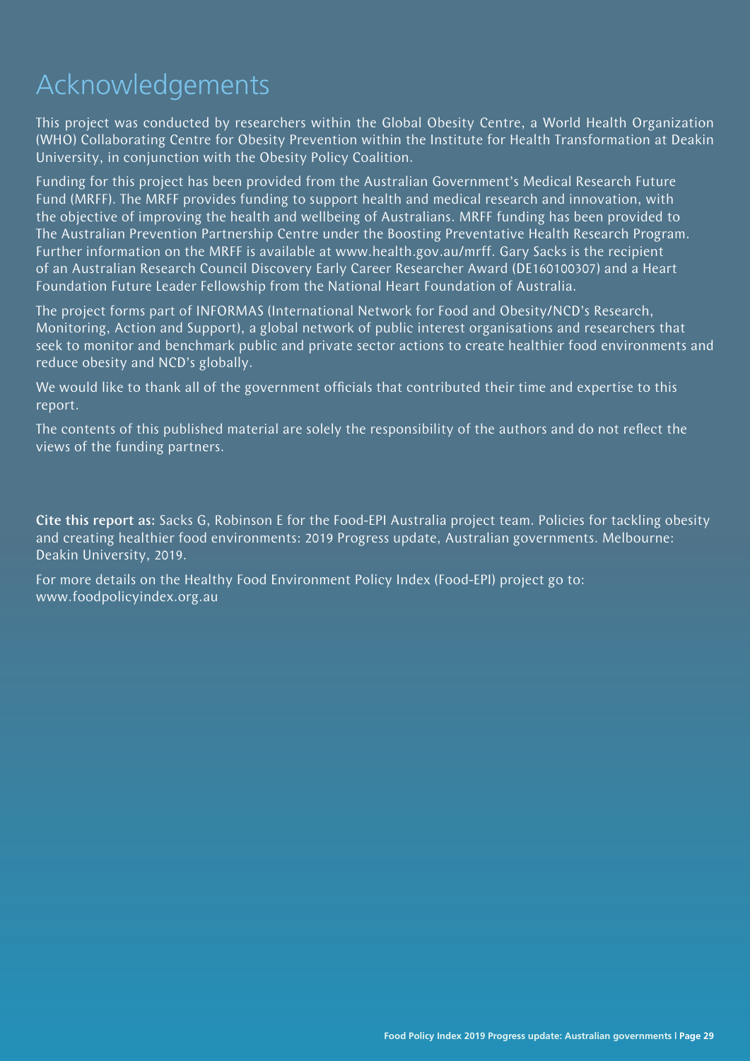# Acknowledgements

This project was conducted by researchers within the Global Obesity Centre, a World Health Organization (WHO) Collaborating Centre for Obesity Prevention within the Institute for Health Transformation at Deakin University, in conjunction with the Obesity Policy Coalition.

Funding for this project has been provided from the Australian Government's Medical Research Future Fund (MRFF). The MRFF provides funding to support health and medical research and innovation, with the objective of improving the health and wellbeing of Australians. MRFF funding has been provided to The Australian Prevention Partnership Centre under the Boosting Preventative Health Research Program. Further information on the MRFF is available at www.health.gov.au/mrff. Gary Sacks is the recipient of an Australian Research Council Discovery Early Career Researcher Award (DE160100307) and a Heart Foundation Future Leader Fellowship from the National Heart Foundation of Australia.

The project forms part of INFORMAS (International Network for Food and Obesity/NCD's Research, Monitoring, Action and Support), a global network of public interest organisations and researchers that seek to monitor and benchmark public and private sector actions to create healthier food environments and reduce obesity and NCD's globally.

We would like to thank all of the government officials that contributed their time and expertise to this report.

The contents of this published material are solely the responsibility of the authors and do not reflect the views of the funding partners.

**Cite this report as:** Sacks G, Robinson E for the Food-EPI Australia project team. Policies for tackling obesity and creating healthier food environments: 2019 Progress update, Australian governments. Melbourne: Deakin University, 2019.

For more details on the Healthy Food Environment Policy Index (Food-EPI) project go to: www.foodpolicyindex.org.au